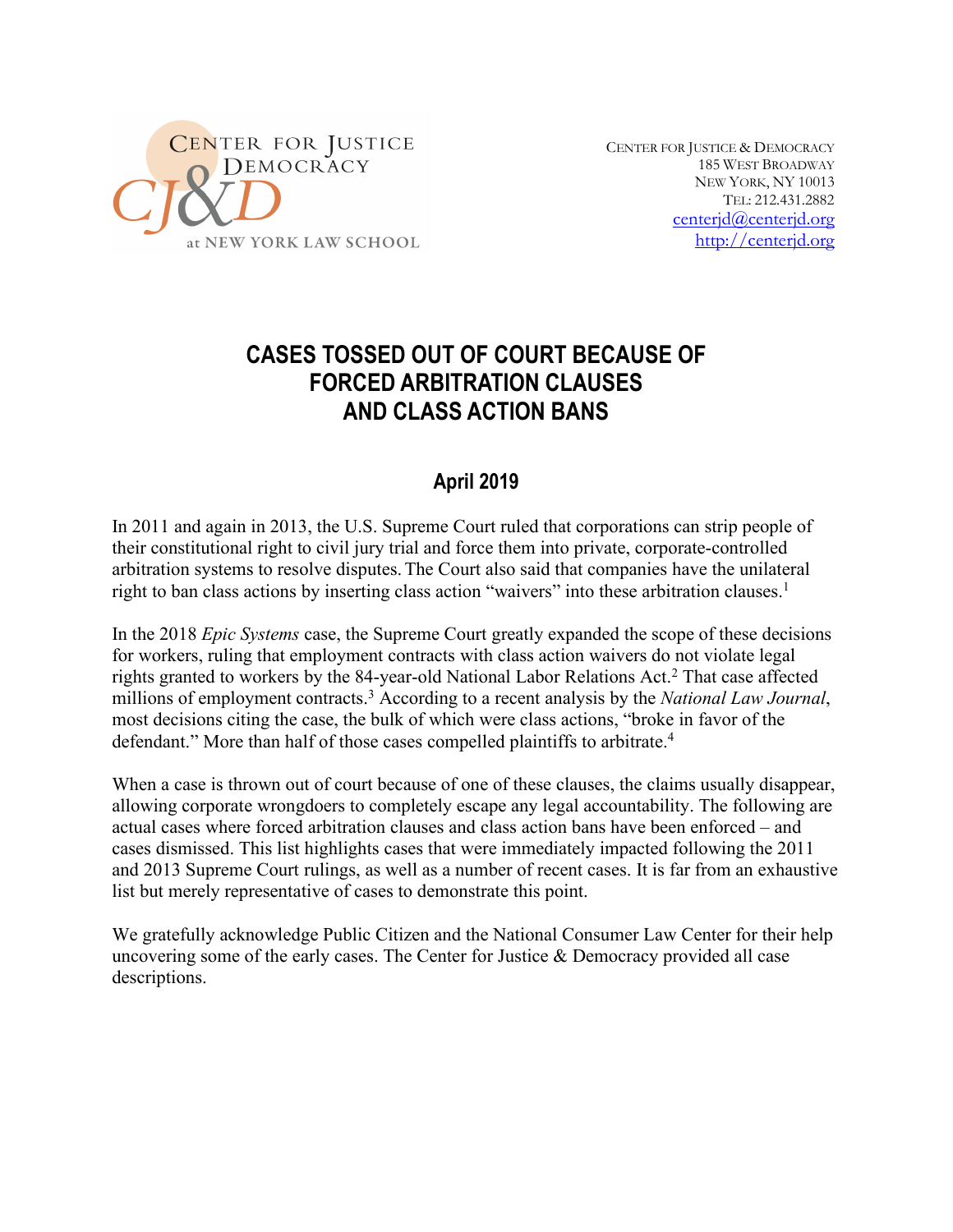CENTER FOR JUSTICE & DEMOCRACY
at NEW YORK LAW SCHOOL

CENTER FOR JUSTICE & DEMOCRACY
185 WEST BROADWAY
NEW YORK, NY 10013
TEL: 212.431.2882
centerjd@centerjd.org
http://centerjd.org

# CASES TOSSED OUT OF COURT BECAUSE OF FORCED ARBITRATION CLAUSES AND CLASS ACTION BANS

## April 2019

In 2011 and again in 2013, the U.S. Supreme Court ruled that corporations can strip people of their constitutional right to civil jury trial and force them into private, corporate-controlled arbitration systems to resolve disputes. The Court also said that companies have the unilateral right to ban class actions by inserting class action "waivers" into these arbitration clauses.[1]

In the 2018 *Epic Systems* case, the Supreme Court greatly expanded the scope of these decisions for workers, ruling that employment contracts with class action waivers do not violate legal rights granted to workers by the 84-year-old National Labor Relations Act.[2] That case affected millions of employment contracts.[3] According to a recent analysis by the *National Law Journal*, most decisions citing the case, the bulk of which were class actions, "broke in favor of the defendant." More than half of those cases compelled plaintiffs to arbitrate.[4]

When a case is thrown out of court because of one of these clauses, the claims usually disappear, allowing corporate wrongdoers to completely escape any legal accountability. The following are actual cases where forced arbitration clauses and class action bans have been enforced – and cases dismissed. This list highlights cases that were immediately impacted following the 2011 and 2013 Supreme Court rulings, as well as a number of recent cases. It is far from an exhaustive list but merely representative of cases to demonstrate this point.

We gratefully acknowledge Public Citizen and the National Consumer Law Center for their help uncovering some of the early cases. The Center for Justice & Democracy provided all case descriptions.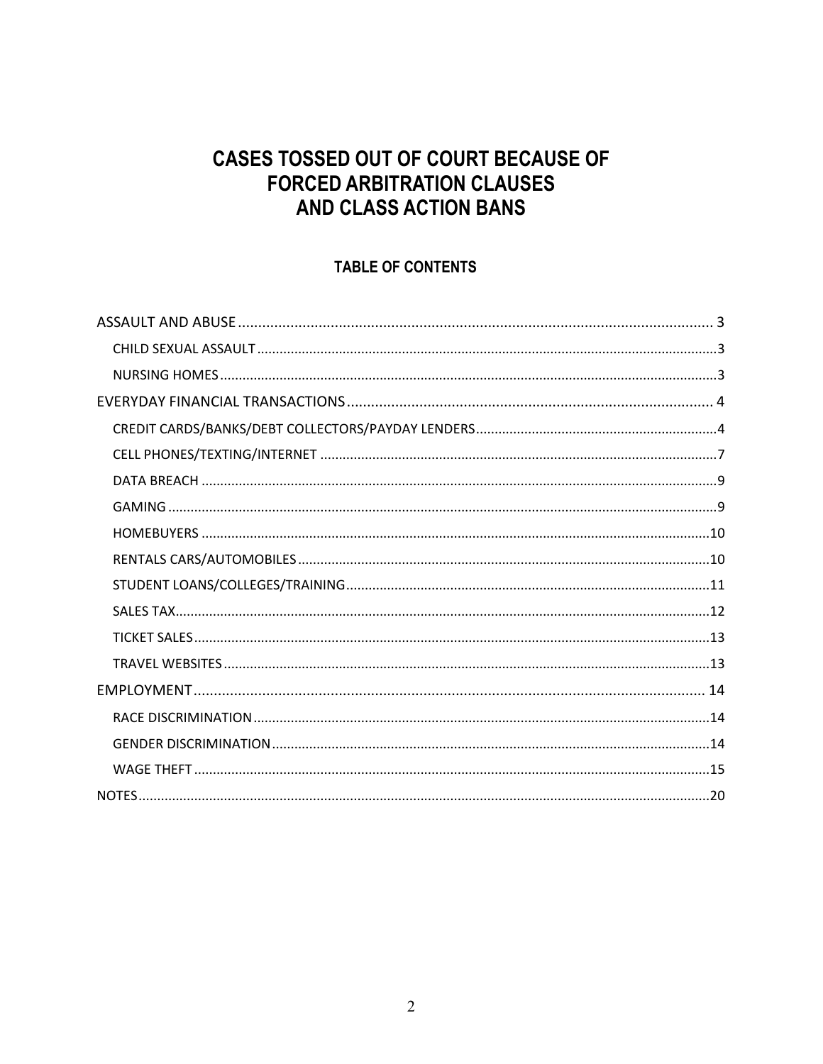# CASES TOSSED OUT OF COURT BECAUSE OF FORCED ARBITRATION CLAUSES AND CLASS ACTION BANS

## TABLE OF CONTENTS

- ASSAULT AND ABUSE ..... 3
  - CHILD SEXUAL ASSAULT ..... 3
  - NURSING HOMES ..... 3
- EVERYDAY FINANCIAL TRANSACTIONS ..... 4
  - CREDIT CARDS/BANKS/DEBT COLLECTORS/PAYDAY LENDERS ..... 4
  - CELL PHONES/TEXTING/INTERNET ..... 7
  - DATA BREACH ..... 9
  - GAMING ..... 9
  - HOMEBUYERS ..... 10
  - RENTALS CARS/AUTOMOBILES ..... 10
  - STUDENT LOANS/COLLEGES/TRAINING ..... 11
  - SALES TAX ..... 12
  - TICKET SALES ..... 13
  - TRAVEL WEBSITES ..... 13
- EMPLOYMENT ..... 14
  - RACE DISCRIMINATION ..... 14
  - GENDER DISCRIMINATION ..... 14
  - WAGE THEFT ..... 15
- NOTES ..... 20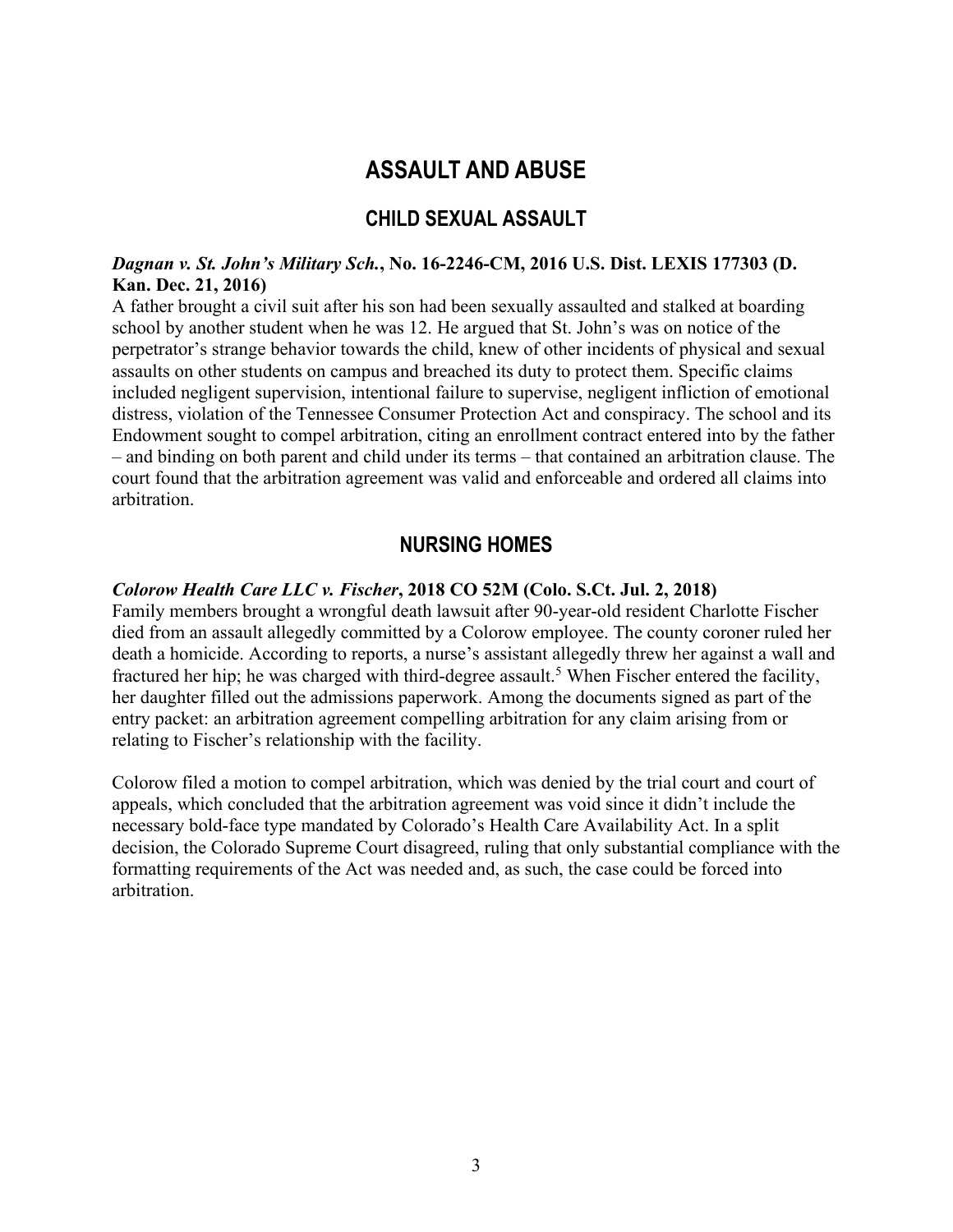# ASSAULT AND ABUSE

## CHILD SEXUAL ASSAULT

***Dagnan v. St. John's Military Sch.*, No. 16-2246-CM, 2016 U.S. Dist. LEXIS 177303 (D. Kan. Dec. 21, 2016)**

A father brought a civil suit after his son had been sexually assaulted and stalked at boarding school by another student when he was 12. He argued that St. John's was on notice of the perpetrator's strange behavior towards the child, knew of other incidents of physical and sexual assaults on other students on campus and breached its duty to protect them. Specific claims included negligent supervision, intentional failure to supervise, negligent infliction of emotional distress, violation of the Tennessee Consumer Protection Act and conspiracy. The school and its Endowment sought to compel arbitration, citing an enrollment contract entered into by the father – and binding on both parent and child under its terms – that contained an arbitration clause. The court found that the arbitration agreement was valid and enforceable and ordered all claims into arbitration.

## NURSING HOMES

***Colorow Health Care LLC v. Fischer*, 2018 CO 52M (Colo. S.Ct. Jul. 2, 2018)**

Family members brought a wrongful death lawsuit after 90-year-old resident Charlotte Fischer died from an assault allegedly committed by a Colorow employee. The county coroner ruled her death a homicide. According to reports, a nurse's assistant allegedly threw her against a wall and fractured her hip; he was charged with third-degree assault.[5] When Fischer entered the facility, her daughter filled out the admissions paperwork. Among the documents signed as part of the entry packet: an arbitration agreement compelling arbitration for any claim arising from or relating to Fischer's relationship with the facility.

Colorow filed a motion to compel arbitration, which was denied by the trial court and court of appeals, which concluded that the arbitration agreement was void since it didn't include the necessary bold-face type mandated by Colorado's Health Care Availability Act. In a split decision, the Colorado Supreme Court disagreed, ruling that only substantial compliance with the formatting requirements of the Act was needed and, as such, the case could be forced into arbitration.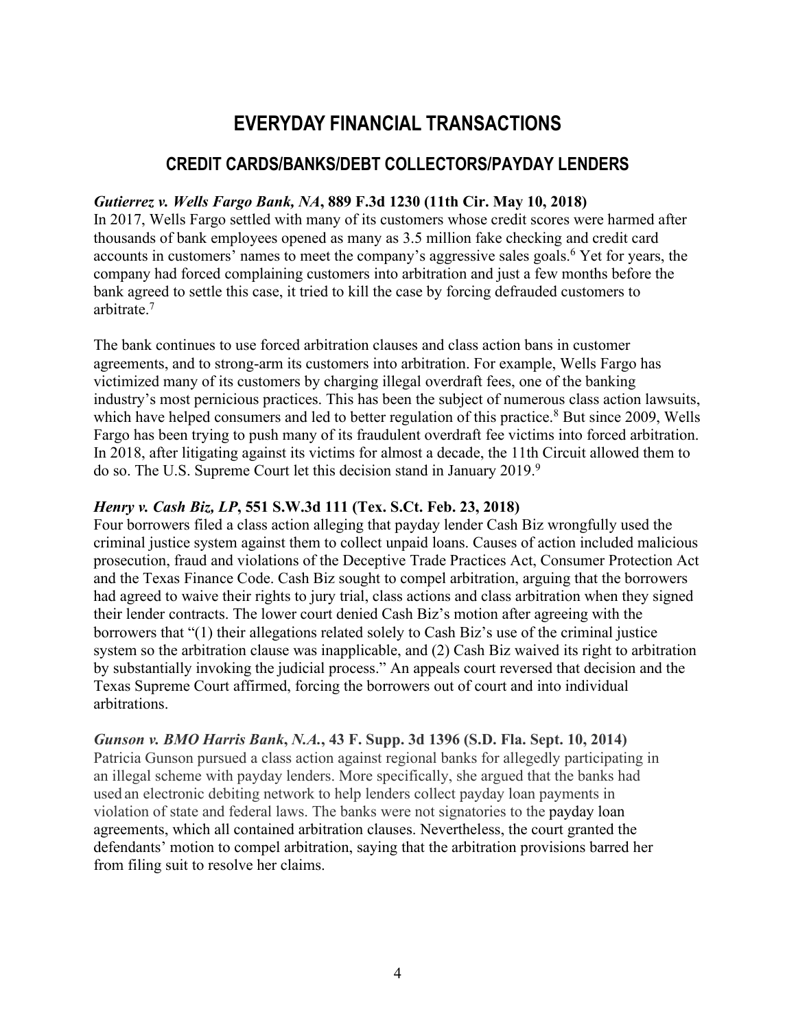# EVERYDAY FINANCIAL TRANSACTIONS

## CREDIT CARDS/BANKS/DEBT COLLECTORS/PAYDAY LENDERS

***Gutierrez v. Wells Fargo Bank, NA*, 889 F.3d 1230 (11th Cir. May 10, 2018)**
In 2017, Wells Fargo settled with many of its customers whose credit scores were harmed after thousands of bank employees opened as many as 3.5 million fake checking and credit card accounts in customers' names to meet the company's aggressive sales goals.[6] Yet for years, the company had forced complaining customers into arbitration and just a few months before the bank agreed to settle this case, it tried to kill the case by forcing defrauded customers to arbitrate.[7]

The bank continues to use forced arbitration clauses and class action bans in customer agreements, and to strong-arm its customers into arbitration. For example, Wells Fargo has victimized many of its customers by charging illegal overdraft fees, one of the banking industry's most pernicious practices. This has been the subject of numerous class action lawsuits, which have helped consumers and led to better regulation of this practice.[8] But since 2009, Wells Fargo has been trying to push many of its fraudulent overdraft fee victims into forced arbitration. In 2018, after litigating against its victims for almost a decade, the 11th Circuit allowed them to do so. The U.S. Supreme Court let this decision stand in January 2019.[9]

***Henry v. Cash Biz, LP*, 551 S.W.3d 111 (Tex. S.Ct. Feb. 23, 2018)**
Four borrowers filed a class action alleging that payday lender Cash Biz wrongfully used the criminal justice system against them to collect unpaid loans. Causes of action included malicious prosecution, fraud and violations of the Deceptive Trade Practices Act, Consumer Protection Act and the Texas Finance Code. Cash Biz sought to compel arbitration, arguing that the borrowers had agreed to waive their rights to jury trial, class actions and class arbitration when they signed their lender contracts. The lower court denied Cash Biz's motion after agreeing with the borrowers that "(1) their allegations related solely to Cash Biz's use of the criminal justice system so the arbitration clause was inapplicable, and (2) Cash Biz waived its right to arbitration by substantially invoking the judicial process." An appeals court reversed that decision and the Texas Supreme Court affirmed, forcing the borrowers out of court and into individual arbitrations.

***Gunson v. BMO Harris Bank, N.A.*, 43 F. Supp. 3d 1396 (S.D. Fla. Sept. 10, 2014)**
Patricia Gunson pursued a class action against regional banks for allegedly participating in an illegal scheme with payday lenders. More specifically, she argued that the banks had used an electronic debiting network to help lenders collect payday loan payments in violation of state and federal laws. The banks were not signatories to the payday loan agreements, which all contained arbitration clauses. Nevertheless, the court granted the defendants' motion to compel arbitration, saying that the arbitration provisions barred her from filing suit to resolve her claims.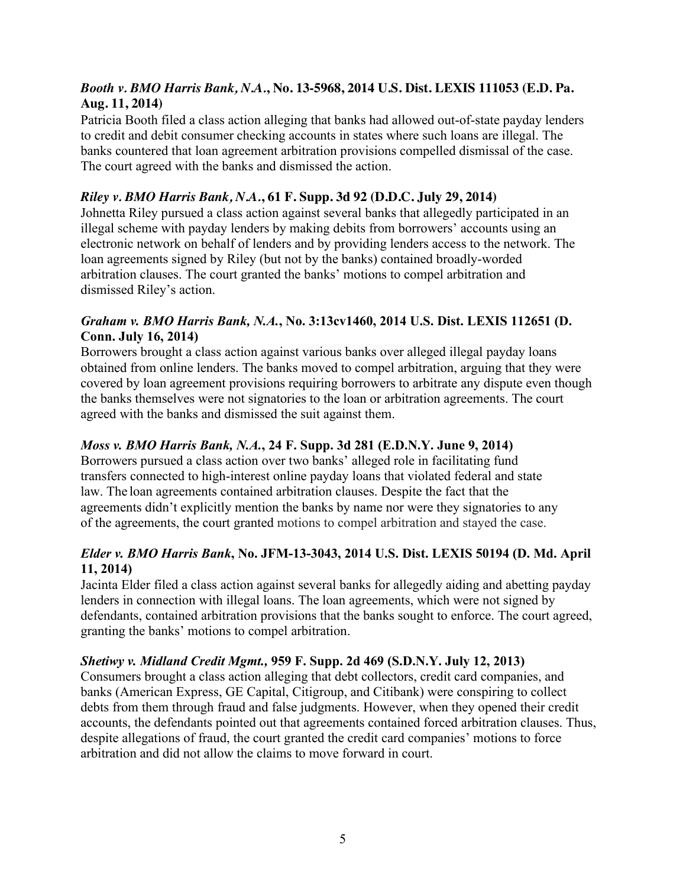***Booth v. BMO Harris Bank, N.A.*, No. 13-5968, 2014 U.S. Dist. LEXIS 111053 (E.D. Pa. Aug. 11, 2014)**

Patricia Booth filed a class action alleging that banks had allowed out-of-state payday lenders to credit and debit consumer checking accounts in states where such loans are illegal. The banks countered that loan agreement arbitration provisions compelled dismissal of the case. The court agreed with the banks and dismissed the action.

***Riley v. BMO Harris Bank, N.A.*, 61 F. Supp. 3d 92 (D.D.C. July 29, 2014)**

Johnetta Riley pursued a class action against several banks that allegedly participated in an illegal scheme with payday lenders by making debits from borrowers' accounts using an electronic network on behalf of lenders and by providing lenders access to the network. The loan agreements signed by Riley (but not by the banks) contained broadly-worded arbitration clauses. The court granted the banks' motions to compel arbitration and dismissed Riley's action.

***Graham v. BMO Harris Bank, N.A.*, No. 3:13cv1460, 2014 U.S. Dist. LEXIS 112651 (D. Conn. July 16, 2014)**

Borrowers brought a class action against various banks over alleged illegal payday loans obtained from online lenders. The banks moved to compel arbitration, arguing that they were covered by loan agreement provisions requiring borrowers to arbitrate any dispute even though the banks themselves were not signatories to the loan or arbitration agreements. The court agreed with the banks and dismissed the suit against them.

***Moss v. BMO Harris Bank, N.A.*, 24 F. Supp. 3d 281 (E.D.N.Y. June 9, 2014)**

Borrowers pursued a class action over two banks' alleged role in facilitating fund transfers connected to high-interest online payday loans that violated federal and state law. The loan agreements contained arbitration clauses. Despite the fact that the agreements didn't explicitly mention the banks by name nor were they signatories to any of the agreements, the court granted motions to compel arbitration and stayed the case.

***Elder v. BMO Harris Bank*, No. JFM-13-3043, 2014 U.S. Dist. LEXIS 50194 (D. Md. April 11, 2014)**

Jacinta Elder filed a class action against several banks for allegedly aiding and abetting payday lenders in connection with illegal loans. The loan agreements, which were not signed by defendants, contained arbitration provisions that the banks sought to enforce. The court agreed, granting the banks' motions to compel arbitration.

***Shetiwy v. Midland Credit Mgmt.*, 959 F. Supp. 2d 469 (S.D.N.Y. July 12, 2013)**

Consumers brought a class action alleging that debt collectors, credit card companies, and banks (American Express, GE Capital, Citigroup, and Citibank) were conspiring to collect debts from them through fraud and false judgments. However, when they opened their credit accounts, the defendants pointed out that agreements contained forced arbitration clauses. Thus, despite allegations of fraud, the court granted the credit card companies' motions to force arbitration and did not allow the claims to move forward in court.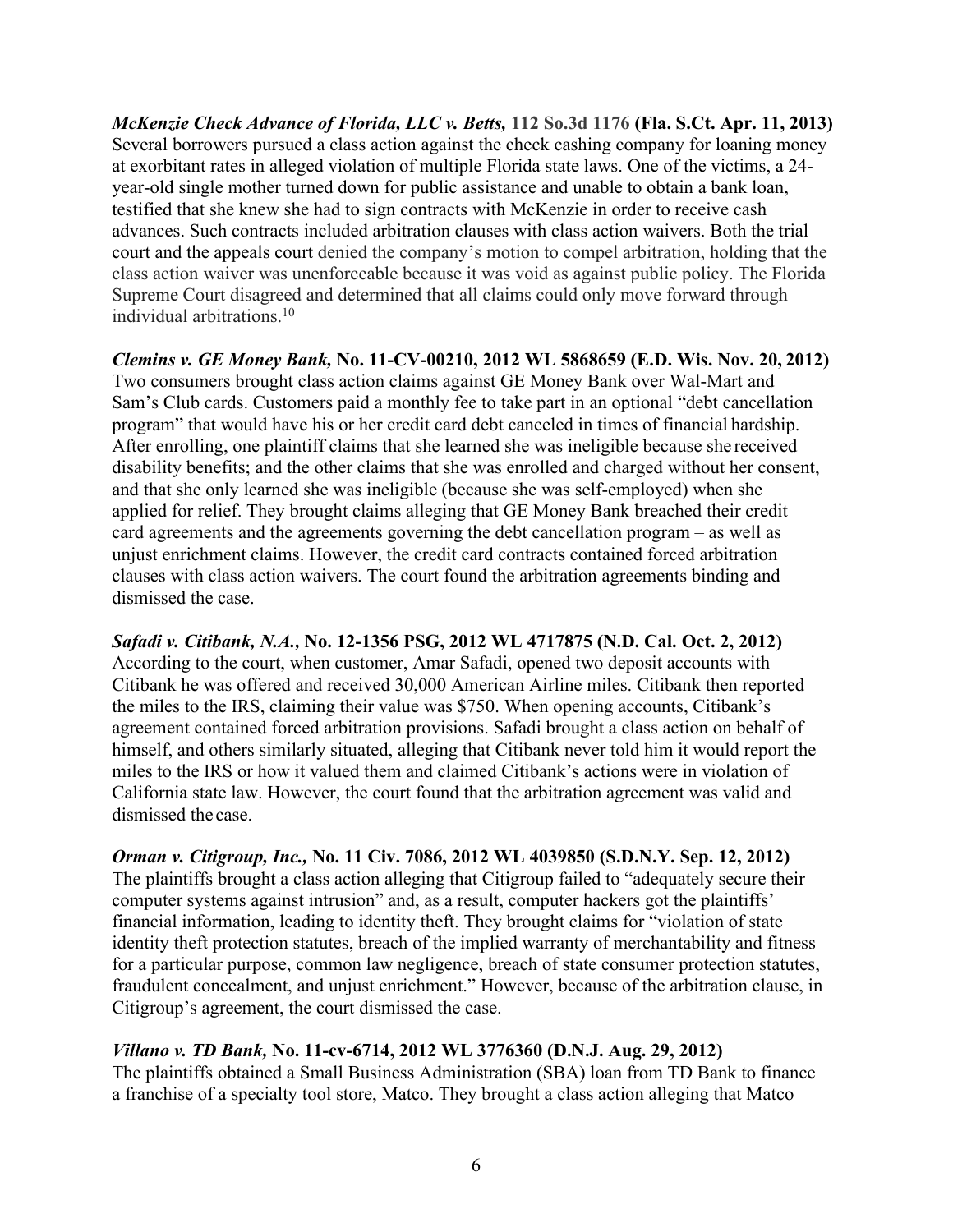***McKenzie Check Advance of Florida, LLC v. Betts,* 112 So.3d 1176 (Fla. S.Ct. Apr. 11, 2013)**
Several borrowers pursued a class action against the check cashing company for loaning money at exorbitant rates in alleged violation of multiple Florida state laws. One of the victims, a 24-year-old single mother turned down for public assistance and unable to obtain a bank loan, testified that she knew she had to sign contracts with McKenzie in order to receive cash advances. Such contracts included arbitration clauses with class action waivers. Both the trial court and the appeals court denied the company's motion to compel arbitration, holding that the class action waiver was unenforceable because it was void as against public policy. The Florida Supreme Court disagreed and determined that all claims could only move forward through individual arbitrations.[10]

***Clemins v. GE Money Bank,* No. 11-CV-00210, 2012 WL 5868659 (E.D. Wis. Nov. 20, 2012)**
Two consumers brought class action claims against GE Money Bank over Wal-Mart and Sam's Club cards. Customers paid a monthly fee to take part in an optional "debt cancellation program" that would have his or her credit card debt canceled in times of financial hardship. After enrolling, one plaintiff claims that she learned she was ineligible because she received disability benefits; and the other claims that she was enrolled and charged without her consent, and that she only learned she was ineligible (because she was self-employed) when she applied for relief. They brought claims alleging that GE Money Bank breached their credit card agreements and the agreements governing the debt cancellation program – as well as unjust enrichment claims. However, the credit card contracts contained forced arbitration clauses with class action waivers. The court found the arbitration agreements binding and dismissed the case.

***Safadi v. Citibank, N.A.,* No. 12-1356 PSG, 2012 WL 4717875 (N.D. Cal. Oct. 2, 2012)**
According to the court, when customer, Amar Safadi, opened two deposit accounts with Citibank he was offered and received 30,000 American Airline miles. Citibank then reported the miles to the IRS, claiming their value was $750. When opening accounts, Citibank's agreement contained forced arbitration provisions. Safadi brought a class action on behalf of himself, and others similarly situated, alleging that Citibank never told him it would report the miles to the IRS or how it valued them and claimed Citibank's actions were in violation of California state law. However, the court found that the arbitration agreement was valid and dismissed the case.

***Orman v. Citigroup, Inc.,* No. 11 Civ. 7086, 2012 WL 4039850 (S.D.N.Y. Sep. 12, 2012)**
The plaintiffs brought a class action alleging that Citigroup failed to "adequately secure their computer systems against intrusion" and, as a result, computer hackers got the plaintiffs' financial information, leading to identity theft. They brought claims for "violation of state identity theft protection statutes, breach of the implied warranty of merchantability and fitness for a particular purpose, common law negligence, breach of state consumer protection statutes, fraudulent concealment, and unjust enrichment." However, because of the arbitration clause, in Citigroup's agreement, the court dismissed the case.

***Villano v. TD Bank,* No. 11-cv-6714, 2012 WL 3776360 (D.N.J. Aug. 29, 2012)**
The plaintiffs obtained a Small Business Administration (SBA) loan from TD Bank to finance a franchise of a specialty tool store, Matco. They brought a class action alleging that Matco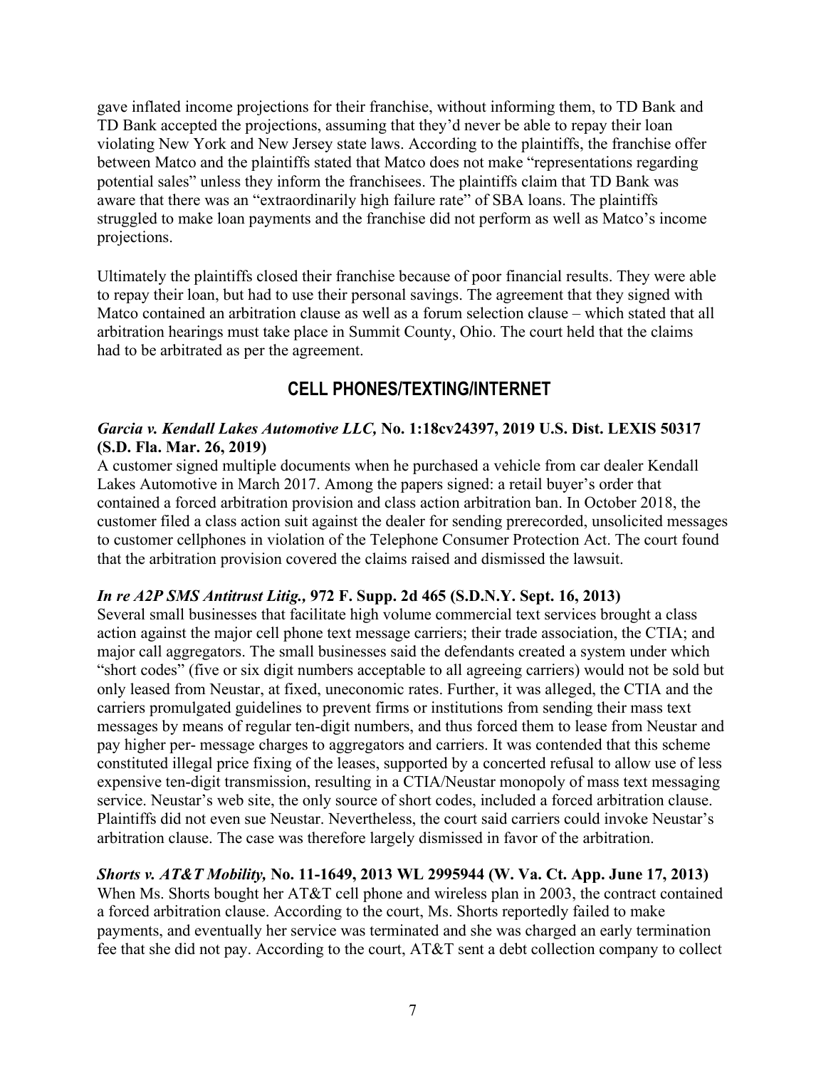gave inflated income projections for their franchise, without informing them, to TD Bank and TD Bank accepted the projections, assuming that they'd never be able to repay their loan violating New York and New Jersey state laws. According to the plaintiffs, the franchise offer between Matco and the plaintiffs stated that Matco does not make "representations regarding potential sales" unless they inform the franchisees. The plaintiffs claim that TD Bank was aware that there was an "extraordinarily high failure rate" of SBA loans. The plaintiffs struggled to make loan payments and the franchise did not perform as well as Matco's income projections.

Ultimately the plaintiffs closed their franchise because of poor financial results. They were able to repay their loan, but had to use their personal savings. The agreement that they signed with Matco contained an arbitration clause as well as a forum selection clause – which stated that all arbitration hearings must take place in Summit County, Ohio. The court held that the claims had to be arbitrated as per the agreement.

## CELL PHONES/TEXTING/INTERNET

***Garcia v. Kendall Lakes Automotive LLC,* No. 1:18cv24397, 2019 U.S. Dist. LEXIS 50317 (S.D. Fla. Mar. 26, 2019)**

A customer signed multiple documents when he purchased a vehicle from car dealer Kendall Lakes Automotive in March 2017. Among the papers signed: a retail buyer's order that contained a forced arbitration provision and class action arbitration ban. In October 2018, the customer filed a class action suit against the dealer for sending prerecorded, unsolicited messages to customer cellphones in violation of the Telephone Consumer Protection Act. The court found that the arbitration provision covered the claims raised and dismissed the lawsuit.

***In re A2P SMS Antitrust Litig.,* 972 F. Supp. 2d 465 (S.D.N.Y. Sept. 16, 2013)**

Several small businesses that facilitate high volume commercial text services brought a class action against the major cell phone text message carriers; their trade association, the CTIA; and major call aggregators. The small businesses said the defendants created a system under which "short codes" (five or six digit numbers acceptable to all agreeing carriers) would not be sold but only leased from Neustar, at fixed, uneconomic rates. Further, it was alleged, the CTIA and the carriers promulgated guidelines to prevent firms or institutions from sending their mass text messages by means of regular ten-digit numbers, and thus forced them to lease from Neustar and pay higher per- message charges to aggregators and carriers. It was contended that this scheme constituted illegal price fixing of the leases, supported by a concerted refusal to allow use of less expensive ten-digit transmission, resulting in a CTIA/Neustar monopoly of mass text messaging service. Neustar's web site, the only source of short codes, included a forced arbitration clause. Plaintiffs did not even sue Neustar. Nevertheless, the court said carriers could invoke Neustar's arbitration clause. The case was therefore largely dismissed in favor of the arbitration.

***Shorts v. AT&T Mobility,* No. 11-1649, 2013 WL 2995944 (W. Va. Ct. App. June 17, 2013)**

When Ms. Shorts bought her AT&T cell phone and wireless plan in 2003, the contract contained a forced arbitration clause. According to the court, Ms. Shorts reportedly failed to make payments, and eventually her service was terminated and she was charged an early termination fee that she did not pay. According to the court, AT&T sent a debt collection company to collect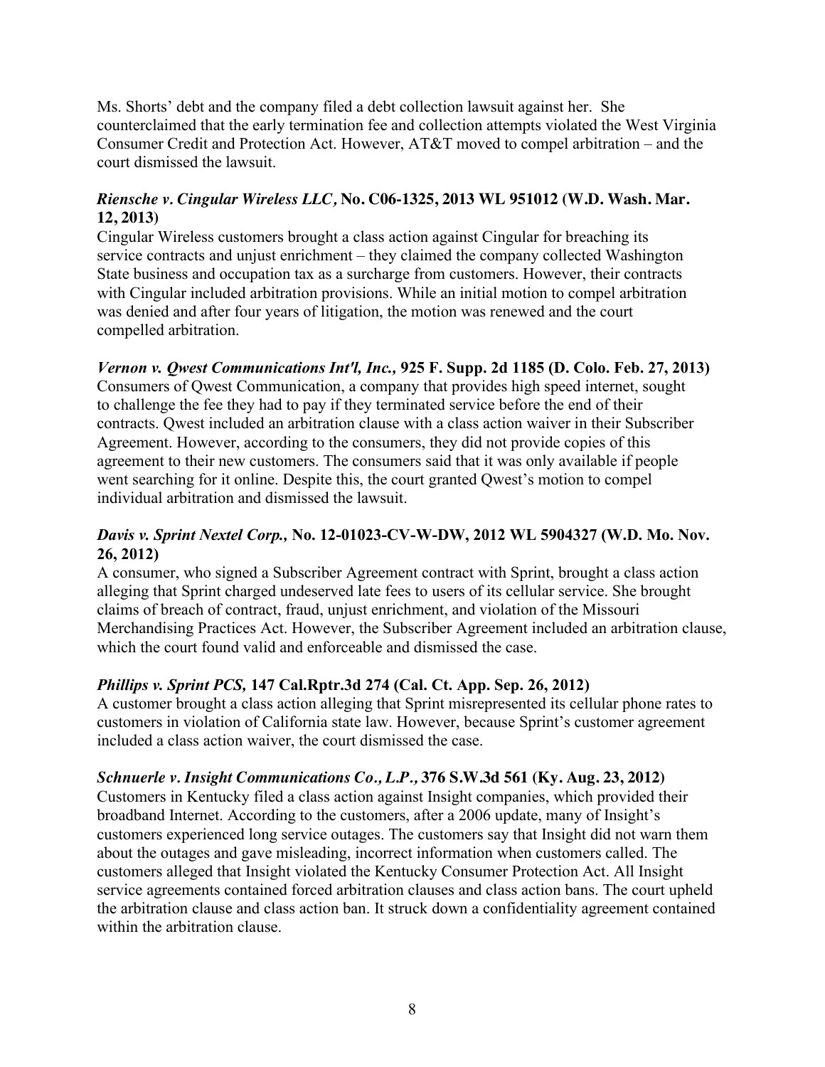Ms. Shorts' debt and the company filed a debt collection lawsuit against her. She counterclaimed that the early termination fee and collection attempts violated the West Virginia Consumer Credit and Protection Act. However, AT&T moved to compel arbitration – and the court dismissed the lawsuit.

***Riensche v. Cingular Wireless LLC*, No. C06-1325, 2013 WL 951012 (W.D. Wash. Mar. 12, 2013)**

Cingular Wireless customers brought a class action against Cingular for breaching its service contracts and unjust enrichment – they claimed the company collected Washington State business and occupation tax as a surcharge from customers. However, their contracts with Cingular included arbitration provisions. While an initial motion to compel arbitration was denied and after four years of litigation, the motion was renewed and the court compelled arbitration.

***Vernon v. Qwest Communications Int'l, Inc.*, 925 F. Supp. 2d 1185 (D. Colo. Feb. 27, 2013)**

Consumers of Qwest Communication, a company that provides high speed internet, sought to challenge the fee they had to pay if they terminated service before the end of their contracts. Qwest included an arbitration clause with a class action waiver in their Subscriber Agreement. However, according to the consumers, they did not provide copies of this agreement to their new customers. The consumers said that it was only available if people went searching for it online. Despite this, the court granted Qwest's motion to compel individual arbitration and dismissed the lawsuit.

***Davis v. Sprint Nextel Corp.*, No. 12-01023-CV-W-DW, 2012 WL 5904327 (W.D. Mo. Nov. 26, 2012)**

A consumer, who signed a Subscriber Agreement contract with Sprint, brought a class action alleging that Sprint charged undeserved late fees to users of its cellular service. She brought claims of breach of contract, fraud, unjust enrichment, and violation of the Missouri Merchandising Practices Act. However, the Subscriber Agreement included an arbitration clause, which the court found valid and enforceable and dismissed the case.

***Phillips v. Sprint PCS*, 147 Cal.Rptr.3d 274 (Cal. Ct. App. Sep. 26, 2012)**

A customer brought a class action alleging that Sprint misrepresented its cellular phone rates to customers in violation of California state law. However, because Sprint's customer agreement included a class action waiver, the court dismissed the case.

***Schnuerle v. Insight Communications Co., L.P.*, 376 S.W.3d 561 (Ky. Aug. 23, 2012)**

Customers in Kentucky filed a class action against Insight companies, which provided their broadband Internet. According to the customers, after a 2006 update, many of Insight's customers experienced long service outages. The customers say that Insight did not warn them about the outages and gave misleading, incorrect information when customers called. The customers alleged that Insight violated the Kentucky Consumer Protection Act. All Insight service agreements contained forced arbitration clauses and class action bans. The court upheld the arbitration clause and class action ban. It struck down a confidentiality agreement contained within the arbitration clause.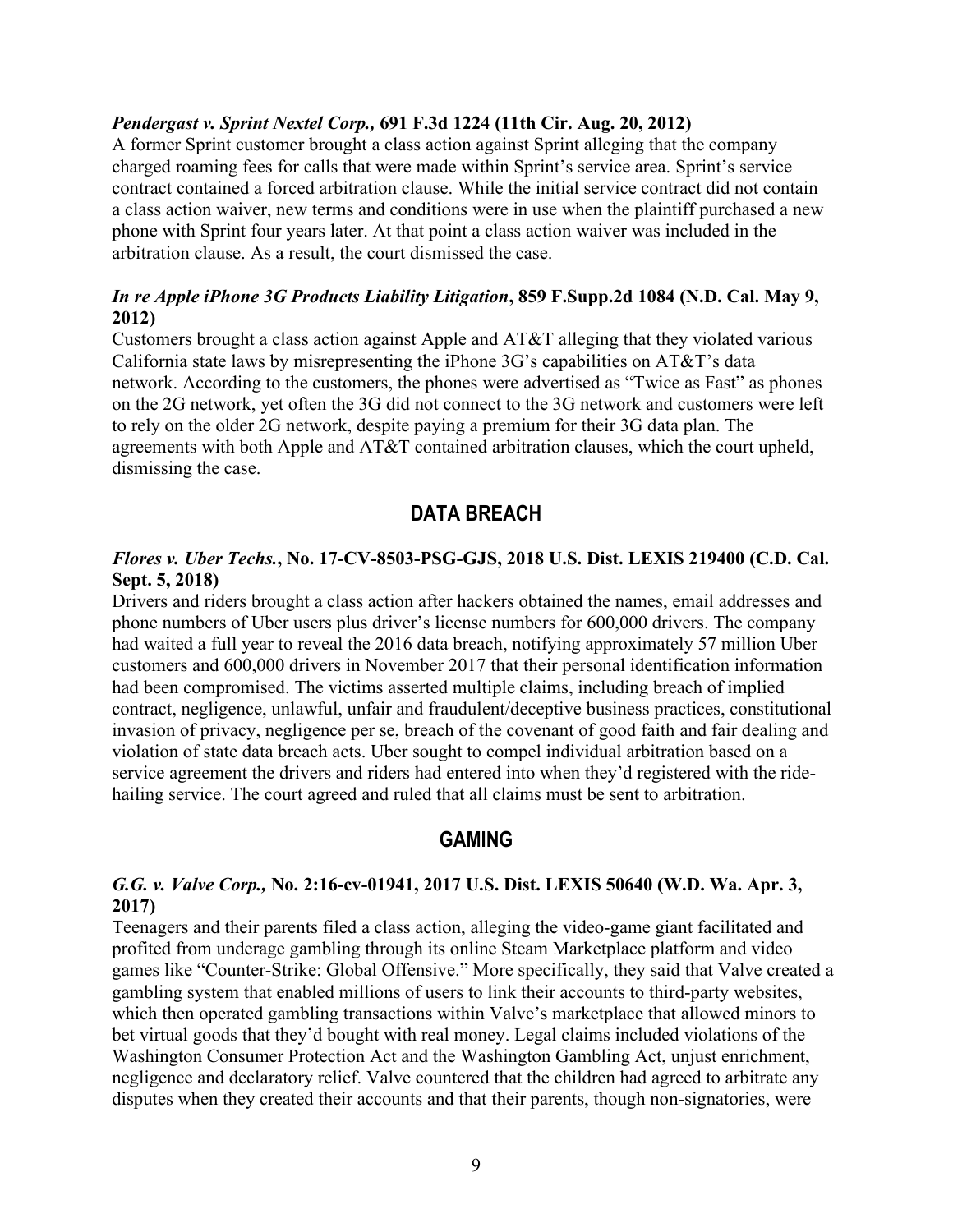***Pendergast v. Sprint Nextel Corp.,* 691 F.3d 1224 (11th Cir. Aug. 20, 2012)**

A former Sprint customer brought a class action against Sprint alleging that the company charged roaming fees for calls that were made within Sprint's service area. Sprint's service contract contained a forced arbitration clause. While the initial service contract did not contain a class action waiver, new terms and conditions were in use when the plaintiff purchased a new phone with Sprint four years later. At that point a class action waiver was included in the arbitration clause. As a result, the court dismissed the case.

***In re Apple iPhone 3G Products Liability Litigation*, 859 F.Supp.2d 1084 (N.D. Cal. May 9, 2012)**

Customers brought a class action against Apple and AT&T alleging that they violated various California state laws by misrepresenting the iPhone 3G's capabilities on AT&T's data network. According to the customers, the phones were advertised as "Twice as Fast" as phones on the 2G network, yet often the 3G did not connect to the 3G network and customers were left to rely on the older 2G network, despite paying a premium for their 3G data plan. The agreements with both Apple and AT&T contained arbitration clauses, which the court upheld, dismissing the case.

## DATA BREACH

***Flores v. Uber Techs.*, No. 17-CV-8503-PSG-GJS, 2018 U.S. Dist. LEXIS 219400 (C.D. Cal. Sept. 5, 2018)**

Drivers and riders brought a class action after hackers obtained the names, email addresses and phone numbers of Uber users plus driver's license numbers for 600,000 drivers. The company had waited a full year to reveal the 2016 data breach, notifying approximately 57 million Uber customers and 600,000 drivers in November 2017 that their personal identification information had been compromised. The victims asserted multiple claims, including breach of implied contract, negligence, unlawful, unfair and fraudulent/deceptive business practices, constitutional invasion of privacy, negligence per se, breach of the covenant of good faith and fair dealing and violation of state data breach acts. Uber sought to compel individual arbitration based on a service agreement the drivers and riders had entered into when they'd registered with the ride-hailing service. The court agreed and ruled that all claims must be sent to arbitration.

## GAMING

***G.G. v. Valve Corp.,* No. 2:16-cv-01941, 2017 U.S. Dist. LEXIS 50640 (W.D. Wa. Apr. 3, 2017)**

Teenagers and their parents filed a class action, alleging the video-game giant facilitated and profited from underage gambling through its online Steam Marketplace platform and video games like "Counter-Strike: Global Offensive." More specifically, they said that Valve created a gambling system that enabled millions of users to link their accounts to third-party websites, which then operated gambling transactions within Valve's marketplace that allowed minors to bet virtual goods that they'd bought with real money. Legal claims included violations of the Washington Consumer Protection Act and the Washington Gambling Act, unjust enrichment, negligence and declaratory relief. Valve countered that the children had agreed to arbitrate any disputes when they created their accounts and that their parents, though non-signatories, were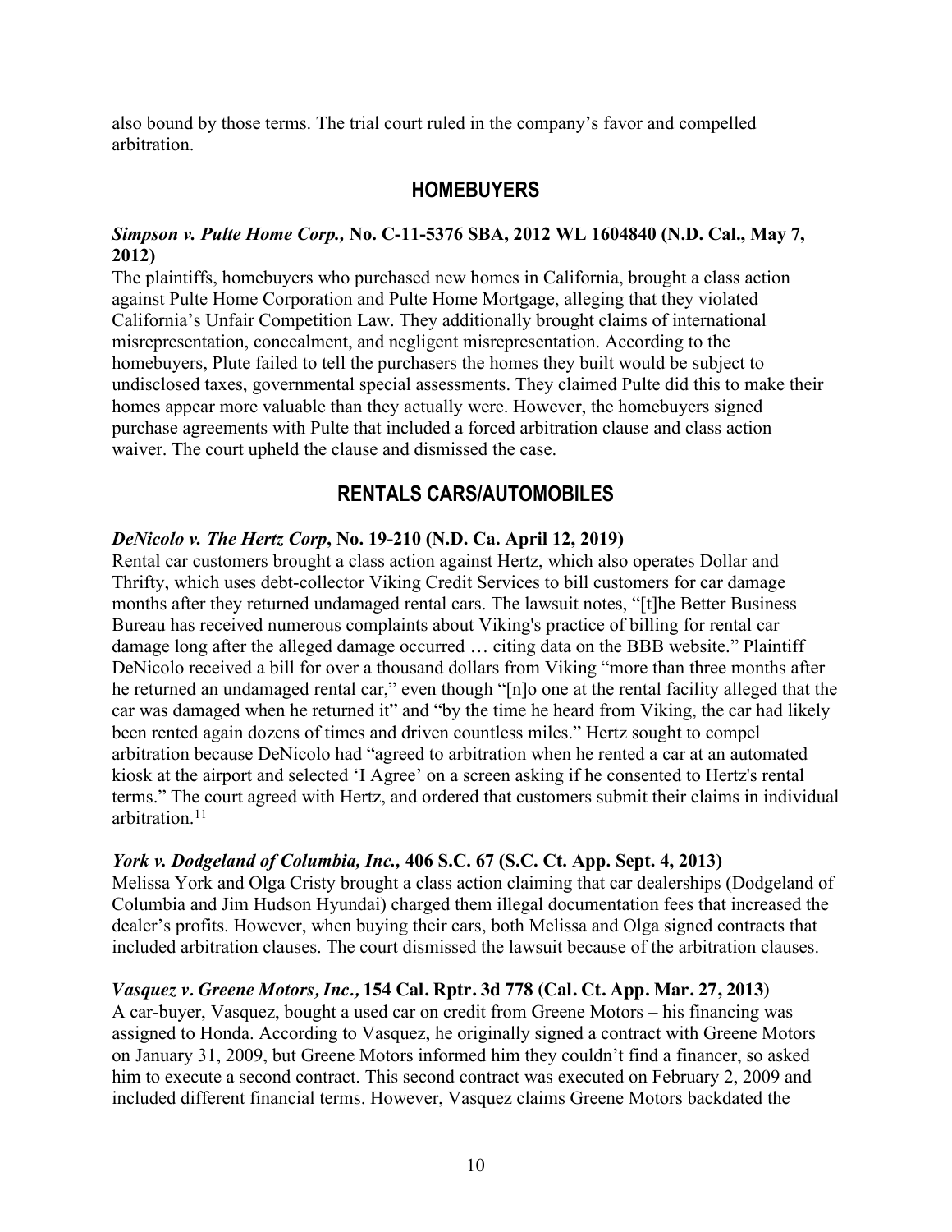also bound by those terms. The trial court ruled in the company's favor and compelled arbitration.

## HOMEBUYERS

***Simpson v. Pulte Home Corp.,* No. C-11-5376 SBA, 2012 WL 1604840 (N.D. Cal., May 7, 2012)**

The plaintiffs, homebuyers who purchased new homes in California, brought a class action against Pulte Home Corporation and Pulte Home Mortgage, alleging that they violated California's Unfair Competition Law. They additionally brought claims of international misrepresentation, concealment, and negligent misrepresentation. According to the homebuyers, Plute failed to tell the purchasers the homes they built would be subject to undisclosed taxes, governmental special assessments. They claimed Pulte did this to make their homes appear more valuable than they actually were. However, the homebuyers signed purchase agreements with Pulte that included a forced arbitration clause and class action waiver. The court upheld the clause and dismissed the case.

## RENTALS CARS/AUTOMOBILES

***DeNicolo v. The Hertz Corp*, No. 19-210 (N.D. Ca. April 12, 2019)**

Rental car customers brought a class action against Hertz, which also operates Dollar and Thrifty, which uses debt-collector Viking Credit Services to bill customers for car damage months after they returned undamaged rental cars. The lawsuit notes, "[t]he Better Business Bureau has received numerous complaints about Viking's practice of billing for rental car damage long after the alleged damage occurred … citing data on the BBB website." Plaintiff DeNicolo received a bill for over a thousand dollars from Viking "more than three months after he returned an undamaged rental car," even though "[n]o one at the rental facility alleged that the car was damaged when he returned it" and "by the time he heard from Viking, the car had likely been rented again dozens of times and driven countless miles." Hertz sought to compel arbitration because DeNicolo had "agreed to arbitration when he rented a car at an automated kiosk at the airport and selected 'I Agree' on a screen asking if he consented to Hertz's rental terms." The court agreed with Hertz, and ordered that customers submit their claims in individual arbitration.[11]

***York v. Dodgeland of Columbia, Inc.,* 406 S.C. 67 (S.C. Ct. App. Sept. 4, 2013)**

Melissa York and Olga Cristy brought a class action claiming that car dealerships (Dodgeland of Columbia and Jim Hudson Hyundai) charged them illegal documentation fees that increased the dealer's profits. However, when buying their cars, both Melissa and Olga signed contracts that included arbitration clauses. The court dismissed the lawsuit because of the arbitration clauses.

***Vasquez v. Greene Motors, Inc.,* 154 Cal. Rptr. 3d 778 (Cal. Ct. App. Mar. 27, 2013)**

A car-buyer, Vasquez, bought a used car on credit from Greene Motors – his financing was assigned to Honda. According to Vasquez, he originally signed a contract with Greene Motors on January 31, 2009, but Greene Motors informed him they couldn't find a financer, so asked him to execute a second contract. This second contract was executed on February 2, 2009 and included different financial terms. However, Vasquez claims Greene Motors backdated the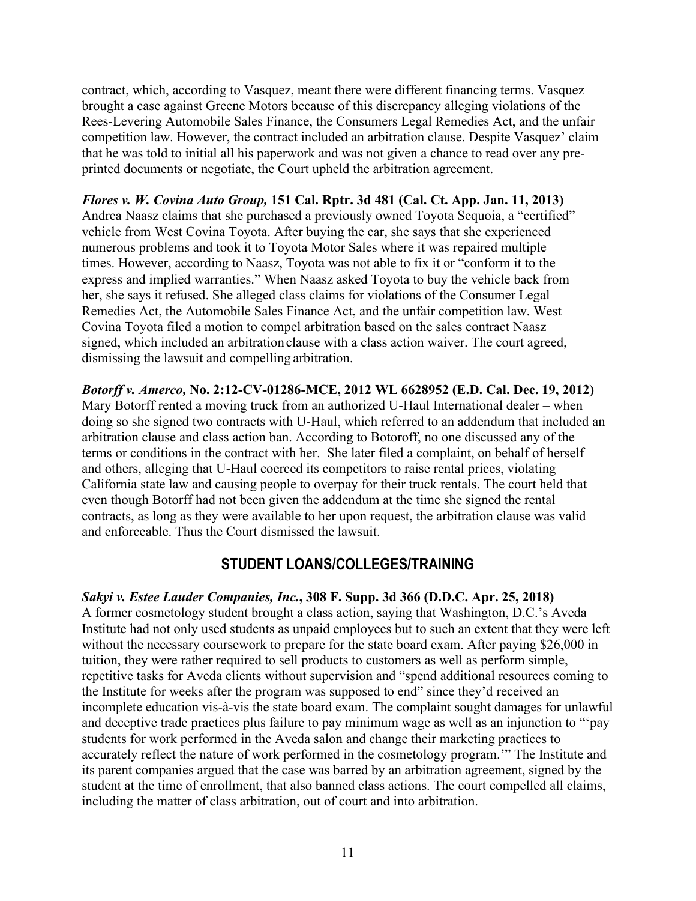contract, which, according to Vasquez, meant there were different financing terms. Vasquez brought a case against Greene Motors because of this discrepancy alleging violations of the Rees-Levering Automobile Sales Finance, the Consumers Legal Remedies Act, and the unfair competition law. However, the contract included an arbitration clause. Despite Vasquez' claim that he was told to initial all his paperwork and was not given a chance to read over any pre-printed documents or negotiate, the Court upheld the arbitration agreement.

***Flores v. W. Covina Auto Group,* 151 Cal. Rptr. 3d 481 (Cal. Ct. App. Jan. 11, 2013)**
Andrea Naasz claims that she purchased a previously owned Toyota Sequoia, a "certified" vehicle from West Covina Toyota. After buying the car, she says that she experienced numerous problems and took it to Toyota Motor Sales where it was repaired multiple times. However, according to Naasz, Toyota was not able to fix it or "conform it to the express and implied warranties." When Naasz asked Toyota to buy the vehicle back from her, she says it refused. She alleged class claims for violations of the Consumer Legal Remedies Act, the Automobile Sales Finance Act, and the unfair competition law. West Covina Toyota filed a motion to compel arbitration based on the sales contract Naasz signed, which included an arbitration clause with a class action waiver. The court agreed, dismissing the lawsuit and compelling arbitration.

***Botorff v. Amerco,* No. 2:12-CV-01286-MCE, 2012 WL 6628952 (E.D. Cal. Dec. 19, 2012)**
Mary Botorff rented a moving truck from an authorized U-Haul International dealer – when doing so she signed two contracts with U-Haul, which referred to an addendum that included an arbitration clause and class action ban. According to Botoroff, no one discussed any of the terms or conditions in the contract with her. She later filed a complaint, on behalf of herself and others, alleging that U-Haul coerced its competitors to raise rental prices, violating California state law and causing people to overpay for their truck rentals. The court held that even though Botorff had not been given the addendum at the time she signed the rental contracts, as long as they were available to her upon request, the arbitration clause was valid and enforceable. Thus the Court dismissed the lawsuit.

## STUDENT LOANS/COLLEGES/TRAINING

***Sakyi v. Estee Lauder Companies, Inc.*, 308 F. Supp. 3d 366 (D.D.C. Apr. 25, 2018)**
A former cosmetology student brought a class action, saying that Washington, D.C.'s Aveda Institute had not only used students as unpaid employees but to such an extent that they were left without the necessary coursework to prepare for the state board exam. After paying $26,000 in tuition, they were rather required to sell products to customers as well as perform simple, repetitive tasks for Aveda clients without supervision and "spend additional resources coming to the Institute for weeks after the program was supposed to end" since they'd received an incomplete education vis-à-vis the state board exam. The complaint sought damages for unlawful and deceptive trade practices plus failure to pay minimum wage as well as an injunction to "'pay students for work performed in the Aveda salon and change their marketing practices to accurately reflect the nature of work performed in the cosmetology program.'" The Institute and its parent companies argued that the case was barred by an arbitration agreement, signed by the student at the time of enrollment, that also banned class actions. The court compelled all claims, including the matter of class arbitration, out of court and into arbitration.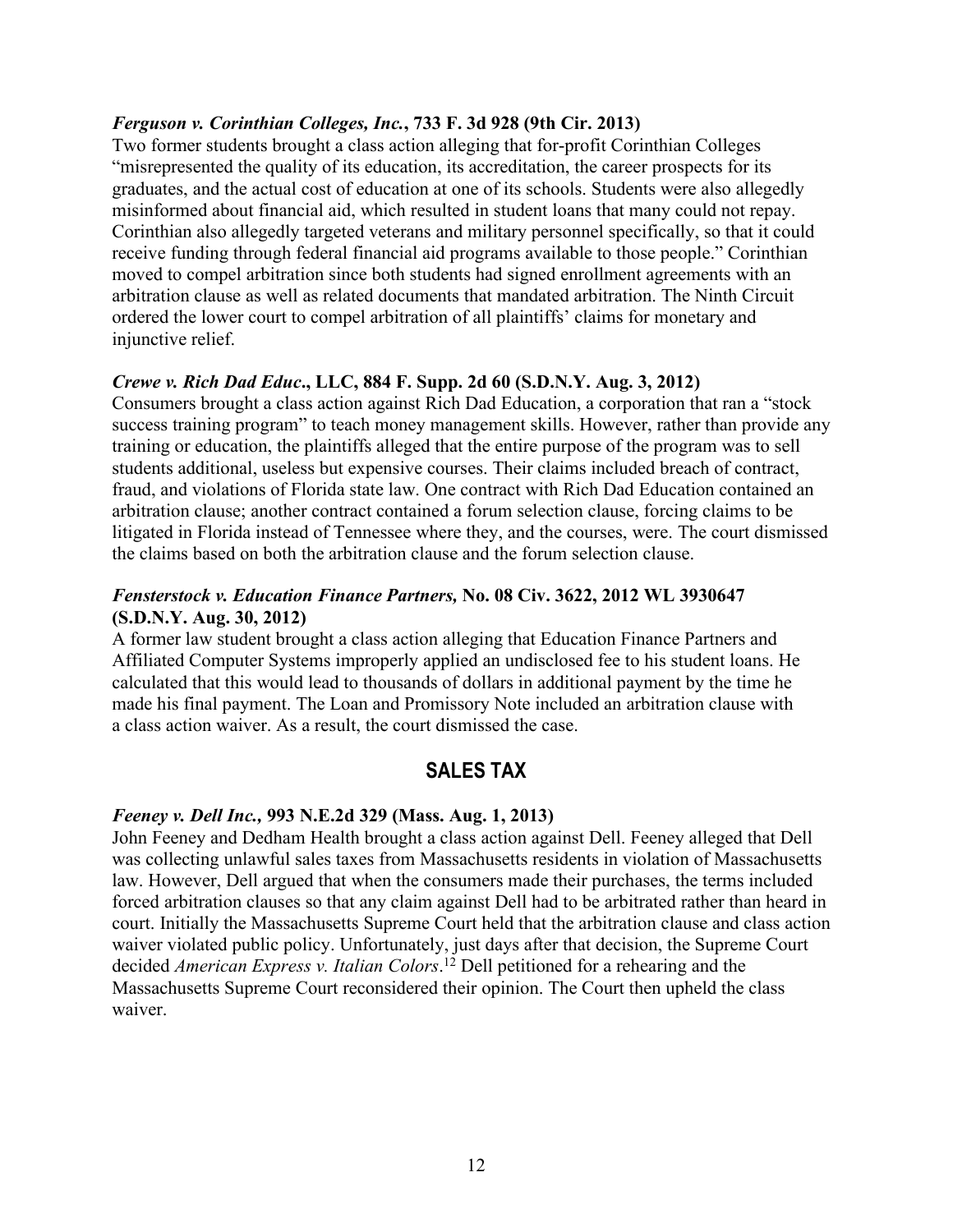***Ferguson v. Corinthian Colleges, Inc.*, 733 F. 3d 928 (9th Cir. 2013)**

Two former students brought a class action alleging that for-profit Corinthian Colleges "misrepresented the quality of its education, its accreditation, the career prospects for its graduates, and the actual cost of education at one of its schools. Students were also allegedly misinformed about financial aid, which resulted in student loans that many could not repay. Corinthian also allegedly targeted veterans and military personnel specifically, so that it could receive funding through federal financial aid programs available to those people." Corinthian moved to compel arbitration since both students had signed enrollment agreements with an arbitration clause as well as related documents that mandated arbitration. The Ninth Circuit ordered the lower court to compel arbitration of all plaintiffs' claims for monetary and injunctive relief.

***Crewe v. Rich Dad Educ*., LLC, 884 F. Supp. 2d 60 (S.D.N.Y. Aug. 3, 2012)**

Consumers brought a class action against Rich Dad Education, a corporation that ran a "stock success training program" to teach money management skills. However, rather than provide any training or education, the plaintiffs alleged that the entire purpose of the program was to sell students additional, useless but expensive courses. Their claims included breach of contract, fraud, and violations of Florida state law. One contract with Rich Dad Education contained an arbitration clause; another contract contained a forum selection clause, forcing claims to be litigated in Florida instead of Tennessee where they, and the courses, were. The court dismissed the claims based on both the arbitration clause and the forum selection clause.

***Fensterstock v. Education Finance Partners,* No. 08 Civ. 3622, 2012 WL 3930647 (S.D.N.Y. Aug. 30, 2012)**

A former law student brought a class action alleging that Education Finance Partners and Affiliated Computer Systems improperly applied an undisclosed fee to his student loans. He calculated that this would lead to thousands of dollars in additional payment by the time he made his final payment. The Loan and Promissory Note included an arbitration clause with a class action waiver. As a result, the court dismissed the case.

## SALES TAX

***Feeney v. Dell Inc.,* 993 N.E.2d 329 (Mass. Aug. 1, 2013)**

John Feeney and Dedham Health brought a class action against Dell. Feeney alleged that Dell was collecting unlawful sales taxes from Massachusetts residents in violation of Massachusetts law. However, Dell argued that when the consumers made their purchases, the terms included forced arbitration clauses so that any claim against Dell had to be arbitrated rather than heard in court. Initially the Massachusetts Supreme Court held that the arbitration clause and class action waiver violated public policy. Unfortunately, just days after that decision, the Supreme Court decided *American Express v. Italian Colors*.[12] Dell petitioned for a rehearing and the Massachusetts Supreme Court reconsidered their opinion. The Court then upheld the class waiver.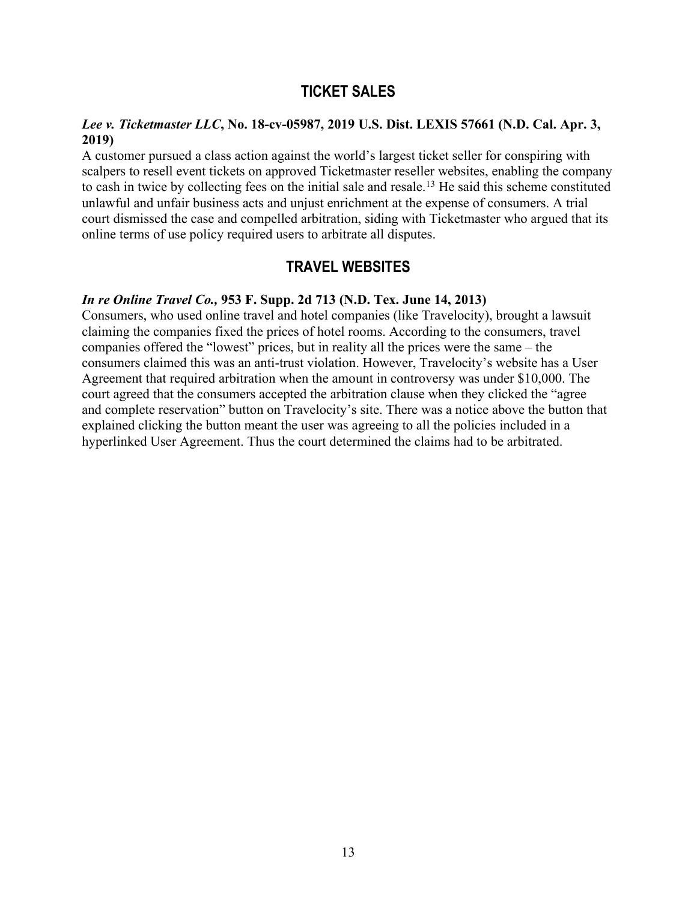## TICKET SALES

***Lee v. Ticketmaster LLC*, No. 18-cv-05987, 2019 U.S. Dist. LEXIS 57661 (N.D. Cal. Apr. 3, 2019)**

A customer pursued a class action against the world's largest ticket seller for conspiring with scalpers to resell event tickets on approved Ticketmaster reseller websites, enabling the company to cash in twice by collecting fees on the initial sale and resale.[13] He said this scheme constituted unlawful and unfair business acts and unjust enrichment at the expense of consumers. A trial court dismissed the case and compelled arbitration, siding with Ticketmaster who argued that its online terms of use policy required users to arbitrate all disputes.

## TRAVEL WEBSITES

***In re Online Travel Co.*, 953 F. Supp. 2d 713 (N.D. Tex. June 14, 2013)**

Consumers, who used online travel and hotel companies (like Travelocity), brought a lawsuit claiming the companies fixed the prices of hotel rooms. According to the consumers, travel companies offered the "lowest" prices, but in reality all the prices were the same – the consumers claimed this was an anti-trust violation. However, Travelocity's website has a User Agreement that required arbitration when the amount in controversy was under $10,000. The court agreed that the consumers accepted the arbitration clause when they clicked the "agree and complete reservation" button on Travelocity's site. There was a notice above the button that explained clicking the button meant the user was agreeing to all the policies included in a hyperlinked User Agreement. Thus the court determined the claims had to be arbitrated.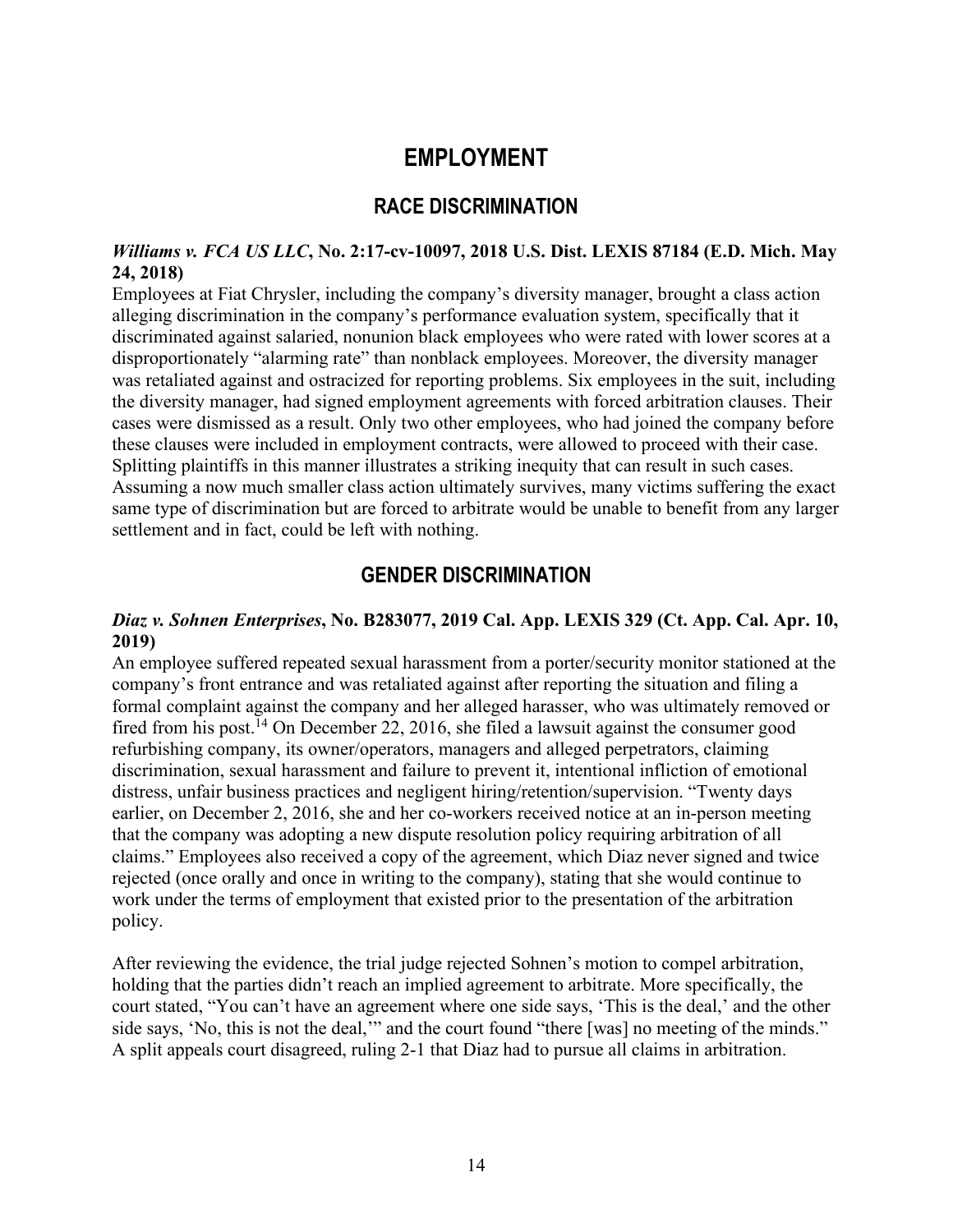# EMPLOYMENT

## RACE DISCRIMINATION

***Williams v. FCA US LLC*, No. 2:17-cv-10097, 2018 U.S. Dist. LEXIS 87184 (E.D. Mich. May 24, 2018)**

Employees at Fiat Chrysler, including the company's diversity manager, brought a class action alleging discrimination in the company's performance evaluation system, specifically that it discriminated against salaried, nonunion black employees who were rated with lower scores at a disproportionately "alarming rate" than nonblack employees. Moreover, the diversity manager was retaliated against and ostracized for reporting problems. Six employees in the suit, including the diversity manager, had signed employment agreements with forced arbitration clauses. Their cases were dismissed as a result. Only two other employees, who had joined the company before these clauses were included in employment contracts, were allowed to proceed with their case. Splitting plaintiffs in this manner illustrates a striking inequity that can result in such cases. Assuming a now much smaller class action ultimately survives, many victims suffering the exact same type of discrimination but are forced to arbitrate would be unable to benefit from any larger settlement and in fact, could be left with nothing.

## GENDER DISCRIMINATION

***Diaz v. Sohnen Enterprises*, No. B283077, 2019 Cal. App. LEXIS 329 (Ct. App. Cal. Apr. 10, 2019)**

An employee suffered repeated sexual harassment from a porter/security monitor stationed at the company's front entrance and was retaliated against after reporting the situation and filing a formal complaint against the company and her alleged harasser, who was ultimately removed or fired from his post.[14] On December 22, 2016, she filed a lawsuit against the consumer good refurbishing company, its owner/operators, managers and alleged perpetrators, claiming discrimination, sexual harassment and failure to prevent it, intentional infliction of emotional distress, unfair business practices and negligent hiring/retention/supervision. "Twenty days earlier, on December 2, 2016, she and her co-workers received notice at an in-person meeting that the company was adopting a new dispute resolution policy requiring arbitration of all claims." Employees also received a copy of the agreement, which Diaz never signed and twice rejected (once orally and once in writing to the company), stating that she would continue to work under the terms of employment that existed prior to the presentation of the arbitration policy.

After reviewing the evidence, the trial judge rejected Sohnen's motion to compel arbitration, holding that the parties didn't reach an implied agreement to arbitrate. More specifically, the court stated, "You can't have an agreement where one side says, 'This is the deal,' and the other side says, 'No, this is not the deal,'" and the court found "there [was] no meeting of the minds." A split appeals court disagreed, ruling 2-1 that Diaz had to pursue all claims in arbitration.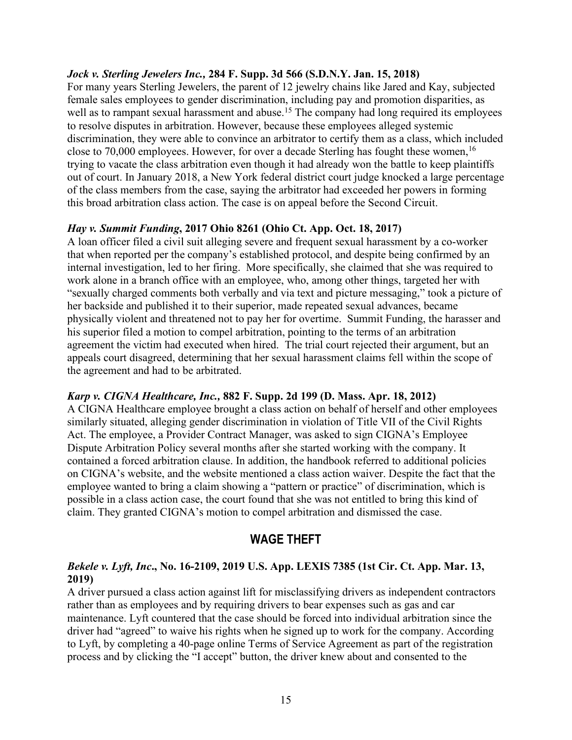***Jock v. Sterling Jewelers Inc.,* 284 F. Supp. 3d 566 (S.D.N.Y. Jan. 15, 2018)**

For many years Sterling Jewelers, the parent of 12 jewelry chains like Jared and Kay, subjected female sales employees to gender discrimination, including pay and promotion disparities, as well as to rampant sexual harassment and abuse.[15] The company had long required its employees to resolve disputes in arbitration. However, because these employees alleged systemic discrimination, they were able to convince an arbitrator to certify them as a class, which included close to 70,000 employees. However, for over a decade Sterling has fought these women,[16] trying to vacate the class arbitration even though it had already won the battle to keep plaintiffs out of court. In January 2018, a New York federal district court judge knocked a large percentage of the class members from the case, saying the arbitrator had exceeded her powers in forming this broad arbitration class action. The case is on appeal before the Second Circuit.

***Hay v. Summit Funding*, 2017 Ohio 8261 (Ohio Ct. App. Oct. 18, 2017)**

A loan officer filed a civil suit alleging severe and frequent sexual harassment by a co-worker that when reported per the company's established protocol, and despite being confirmed by an internal investigation, led to her firing. More specifically, she claimed that she was required to work alone in a branch office with an employee, who, among other things, targeted her with "sexually charged comments both verbally and via text and picture messaging," took a picture of her backside and published it to their superior, made repeated sexual advances, became physically violent and threatened not to pay her for overtime. Summit Funding, the harasser and his superior filed a motion to compel arbitration, pointing to the terms of an arbitration agreement the victim had executed when hired. The trial court rejected their argument, but an appeals court disagreed, determining that her sexual harassment claims fell within the scope of the agreement and had to be arbitrated.

***Karp v. CIGNA Healthcare, Inc.,* 882 F. Supp. 2d 199 (D. Mass. Apr. 18, 2012)**

A CIGNA Healthcare employee brought a class action on behalf of herself and other employees similarly situated, alleging gender discrimination in violation of Title VII of the Civil Rights Act. The employee, a Provider Contract Manager, was asked to sign CIGNA's Employee Dispute Arbitration Policy several months after she started working with the company. It contained a forced arbitration clause. In addition, the handbook referred to additional policies on CIGNA's website, and the website mentioned a class action waiver. Despite the fact that the employee wanted to bring a claim showing a "pattern or practice" of discrimination, which is possible in a class action case, the court found that she was not entitled to bring this kind of claim. They granted CIGNA's motion to compel arbitration and dismissed the case.

## WAGE THEFT

***Bekele v. Lyft, Inc*., No. 16-2109, 2019 U.S. App. LEXIS 7385 (1st Cir. Ct. App. Mar. 13, 2019)**

A driver pursued a class action against lift for misclassifying drivers as independent contractors rather than as employees and by requiring drivers to bear expenses such as gas and car maintenance. Lyft countered that the case should be forced into individual arbitration since the driver had "agreed" to waive his rights when he signed up to work for the company. According to Lyft, by completing a 40-page online Terms of Service Agreement as part of the registration process and by clicking the "I accept" button, the driver knew about and consented to the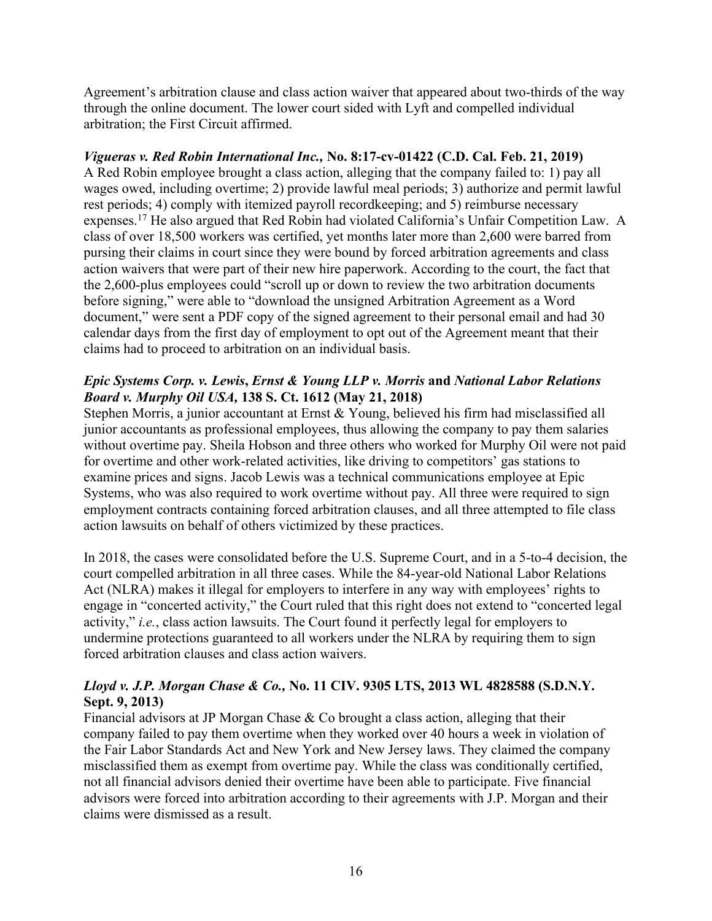Agreement's arbitration clause and class action waiver that appeared about two-thirds of the way through the online document. The lower court sided with Lyft and compelled individual arbitration; the First Circuit affirmed.

***Vigueras v. Red Robin International Inc.,* No. 8:17-cv-01422 (C.D. Cal. Feb. 21, 2019)**
A Red Robin employee brought a class action, alleging that the company failed to: 1) pay all wages owed, including overtime; 2) provide lawful meal periods; 3) authorize and permit lawful rest periods; 4) comply with itemized payroll recordkeeping; and 5) reimburse necessary expenses.[17] He also argued that Red Robin had violated California's Unfair Competition Law. A class of over 18,500 workers was certified, yet months later more than 2,600 were barred from pursing their claims in court since they were bound by forced arbitration agreements and class action waivers that were part of their new hire paperwork. According to the court, the fact that the 2,600-plus employees could "scroll up or down to review the two arbitration documents before signing," were able to "download the unsigned Arbitration Agreement as a Word document," were sent a PDF copy of the signed agreement to their personal email and had 30 calendar days from the first day of employment to opt out of the Agreement meant that their claims had to proceed to arbitration on an individual basis.

***Epic Systems Corp. v. Lewis*, *Ernst & Young LLP v. Morris* and *National Labor Relations Board v. Murphy Oil USA,* 138 S. Ct. 1612 (May 21, 2018)**
Stephen Morris, a junior accountant at Ernst & Young, believed his firm had misclassified all junior accountants as professional employees, thus allowing the company to pay them salaries without overtime pay. Sheila Hobson and three others who worked for Murphy Oil were not paid for overtime and other work-related activities, like driving to competitors' gas stations to examine prices and signs. Jacob Lewis was a technical communications employee at Epic Systems, who was also required to work overtime without pay. All three were required to sign employment contracts containing forced arbitration clauses, and all three attempted to file class action lawsuits on behalf of others victimized by these practices.

In 2018, the cases were consolidated before the U.S. Supreme Court, and in a 5-to-4 decision, the court compelled arbitration in all three cases. While the 84-year-old National Labor Relations Act (NLRA) makes it illegal for employers to interfere in any way with employees' rights to engage in "concerted activity," the Court ruled that this right does not extend to "concerted legal activity," *i.e.*, class action lawsuits. The Court found it perfectly legal for employers to undermine protections guaranteed to all workers under the NLRA by requiring them to sign forced arbitration clauses and class action waivers.

***Lloyd v. J.P. Morgan Chase & Co.,* No. 11 CIV. 9305 LTS, 2013 WL 4828588 (S.D.N.Y. Sept. 9, 2013)**
Financial advisors at JP Morgan Chase & Co brought a class action, alleging that their company failed to pay them overtime when they worked over 40 hours a week in violation of the Fair Labor Standards Act and New York and New Jersey laws. They claimed the company misclassified them as exempt from overtime pay. While the class was conditionally certified, not all financial advisors denied their overtime have been able to participate. Five financial advisors were forced into arbitration according to their agreements with J.P. Morgan and their claims were dismissed as a result.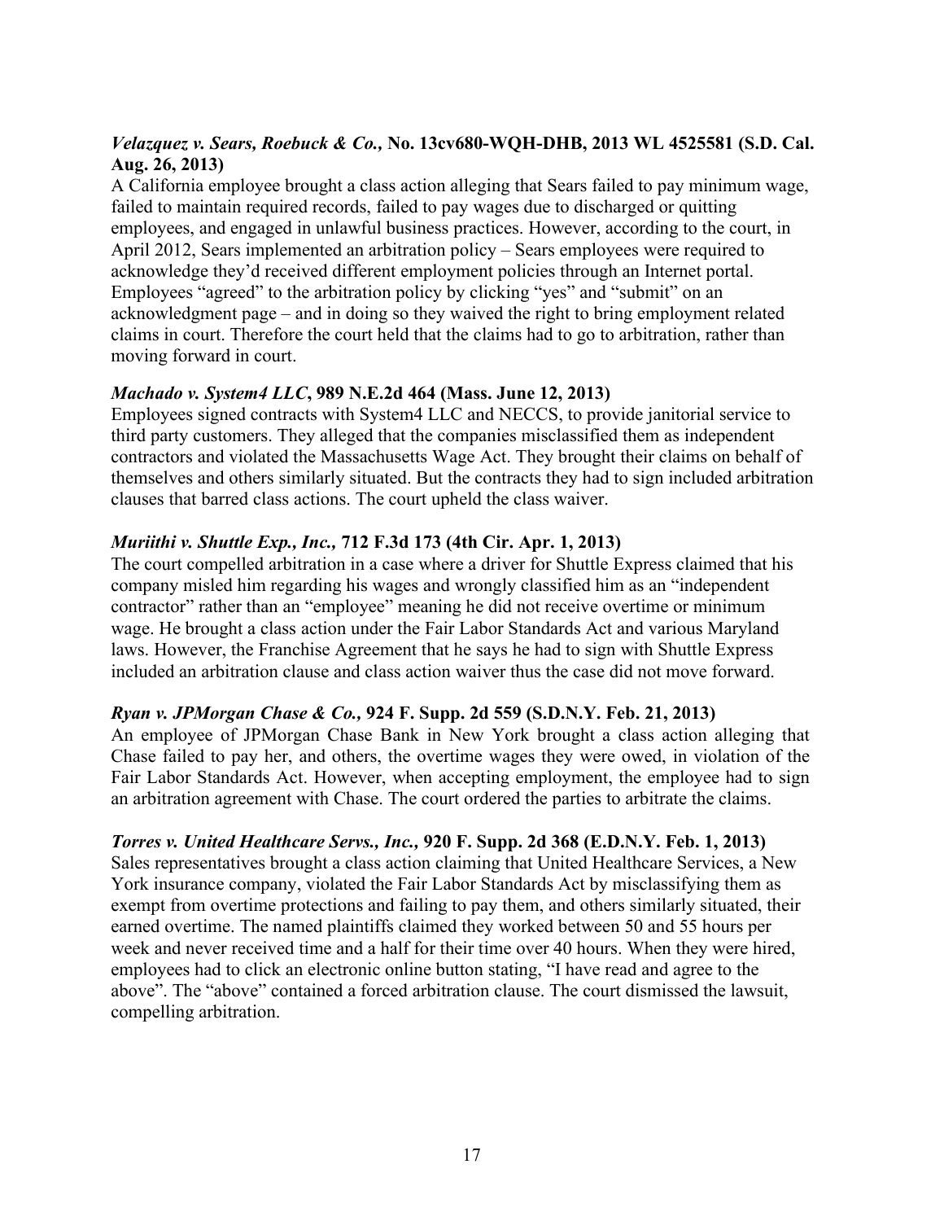***Velazquez v. Sears, Roebuck & Co.*, No. 13cv680-WQH-DHB, 2013 WL 4525581 (S.D. Cal. Aug. 26, 2013)**

A California employee brought a class action alleging that Sears failed to pay minimum wage, failed to maintain required records, failed to pay wages due to discharged or quitting employees, and engaged in unlawful business practices. However, according to the court, in April 2012, Sears implemented an arbitration policy – Sears employees were required to acknowledge they'd received different employment policies through an Internet portal. Employees "agreed" to the arbitration policy by clicking "yes" and "submit" on an acknowledgment page – and in doing so they waived the right to bring employment related claims in court. Therefore the court held that the claims had to go to arbitration, rather than moving forward in court.

***Machado v. System4 LLC*, 989 N.E.2d 464 (Mass. June 12, 2013)**

Employees signed contracts with System4 LLC and NECCS, to provide janitorial service to third party customers. They alleged that the companies misclassified them as independent contractors and violated the Massachusetts Wage Act. They brought their claims on behalf of themselves and others similarly situated. But the contracts they had to sign included arbitration clauses that barred class actions. The court upheld the class waiver.

***Muriithi v. Shuttle Exp., Inc.*, 712 F.3d 173 (4th Cir. Apr. 1, 2013)**

The court compelled arbitration in a case where a driver for Shuttle Express claimed that his company misled him regarding his wages and wrongly classified him as an "independent contractor" rather than an "employee" meaning he did not receive overtime or minimum wage. He brought a class action under the Fair Labor Standards Act and various Maryland laws. However, the Franchise Agreement that he says he had to sign with Shuttle Express included an arbitration clause and class action waiver thus the case did not move forward.

***Ryan v. JPMorgan Chase & Co.*, 924 F. Supp. 2d 559 (S.D.N.Y. Feb. 21, 2013)**

An employee of JPMorgan Chase Bank in New York brought a class action alleging that Chase failed to pay her, and others, the overtime wages they were owed, in violation of the Fair Labor Standards Act. However, when accepting employment, the employee had to sign an arbitration agreement with Chase. The court ordered the parties to arbitrate the claims.

***Torres v. United Healthcare Servs., Inc.*, 920 F. Supp. 2d 368 (E.D.N.Y. Feb. 1, 2013)**

Sales representatives brought a class action claiming that United Healthcare Services, a New York insurance company, violated the Fair Labor Standards Act by misclassifying them as exempt from overtime protections and failing to pay them, and others similarly situated, their earned overtime. The named plaintiffs claimed they worked between 50 and 55 hours per week and never received time and a half for their time over 40 hours. When they were hired, employees had to click an electronic online button stating, "I have read and agree to the above". The "above" contained a forced arbitration clause. The court dismissed the lawsuit, compelling arbitration.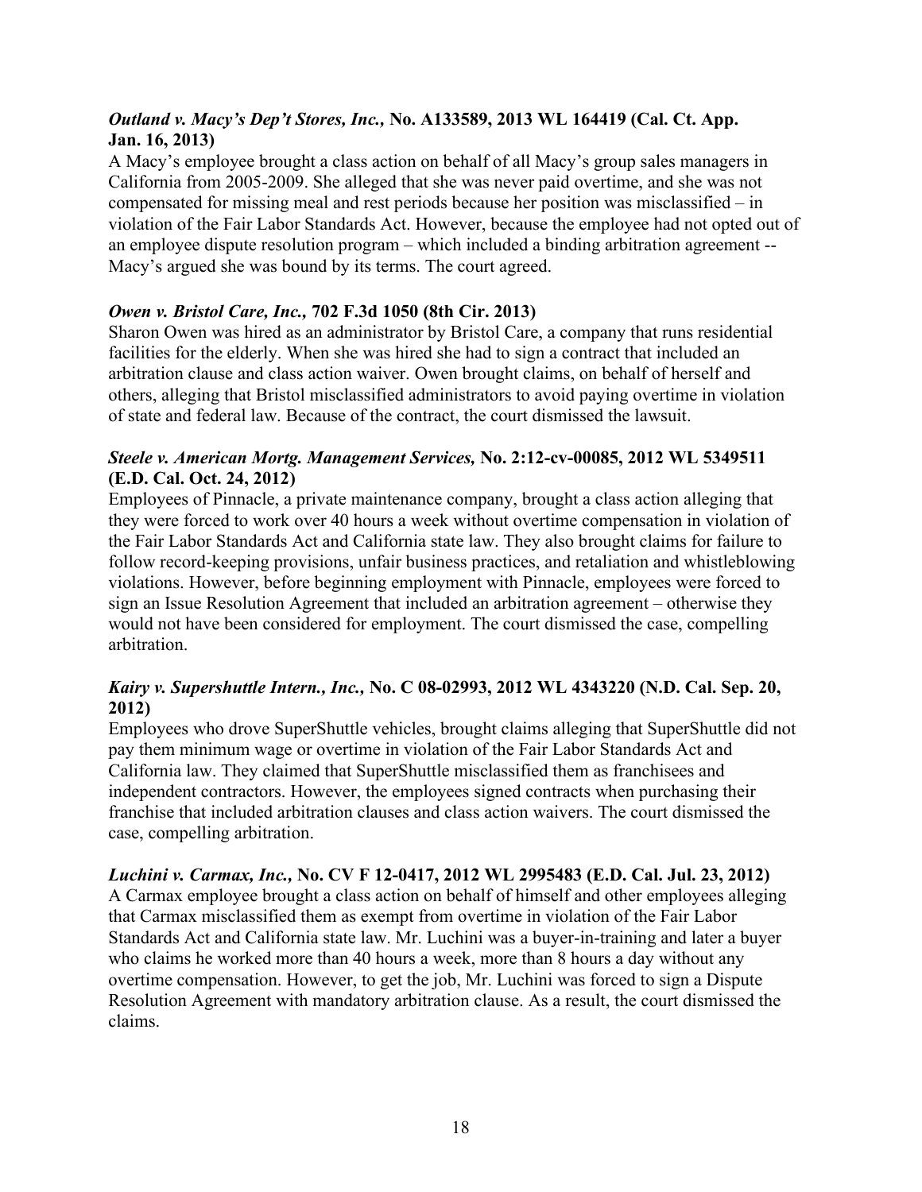***Outland v. Macy's Dep't Stores, Inc.,*** **No. A133589, 2013 WL 164419 (Cal. Ct. App. Jan. 16, 2013)**

A Macy's employee brought a class action on behalf of all Macy's group sales managers in California from 2005-2009. She alleged that she was never paid overtime, and she was not compensated for missing meal and rest periods because her position was misclassified – in violation of the Fair Labor Standards Act. However, because the employee had not opted out of an employee dispute resolution program – which included a binding arbitration agreement -- Macy's argued she was bound by its terms. The court agreed.

***Owen v. Bristol Care, Inc.,*** **702 F.3d 1050 (8th Cir. 2013)**

Sharon Owen was hired as an administrator by Bristol Care, a company that runs residential facilities for the elderly. When she was hired she had to sign a contract that included an arbitration clause and class action waiver. Owen brought claims, on behalf of herself and others, alleging that Bristol misclassified administrators to avoid paying overtime in violation of state and federal law. Because of the contract, the court dismissed the lawsuit.

***Steele v. American Mortg. Management Services,*** **No. 2:12-cv-00085, 2012 WL 5349511 (E.D. Cal. Oct. 24, 2012)**

Employees of Pinnacle, a private maintenance company, brought a class action alleging that they were forced to work over 40 hours a week without overtime compensation in violation of the Fair Labor Standards Act and California state law. They also brought claims for failure to follow record-keeping provisions, unfair business practices, and retaliation and whistleblowing violations. However, before beginning employment with Pinnacle, employees were forced to sign an Issue Resolution Agreement that included an arbitration agreement – otherwise they would not have been considered for employment. The court dismissed the case, compelling arbitration.

***Kairy v. Supershuttle Intern., Inc.,*** **No. C 08-02993, 2012 WL 4343220 (N.D. Cal. Sep. 20, 2012)**

Employees who drove SuperShuttle vehicles, brought claims alleging that SuperShuttle did not pay them minimum wage or overtime in violation of the Fair Labor Standards Act and California law. They claimed that SuperShuttle misclassified them as franchisees and independent contractors. However, the employees signed contracts when purchasing their franchise that included arbitration clauses and class action waivers. The court dismissed the case, compelling arbitration.

***Luchini v. Carmax, Inc.,*** **No. CV F 12-0417, 2012 WL 2995483 (E.D. Cal. Jul. 23, 2012)**

A Carmax employee brought a class action on behalf of himself and other employees alleging that Carmax misclassified them as exempt from overtime in violation of the Fair Labor Standards Act and California state law. Mr. Luchini was a buyer-in-training and later a buyer who claims he worked more than 40 hours a week, more than 8 hours a day without any overtime compensation. However, to get the job, Mr. Luchini was forced to sign a Dispute Resolution Agreement with mandatory arbitration clause. As a result, the court dismissed the claims.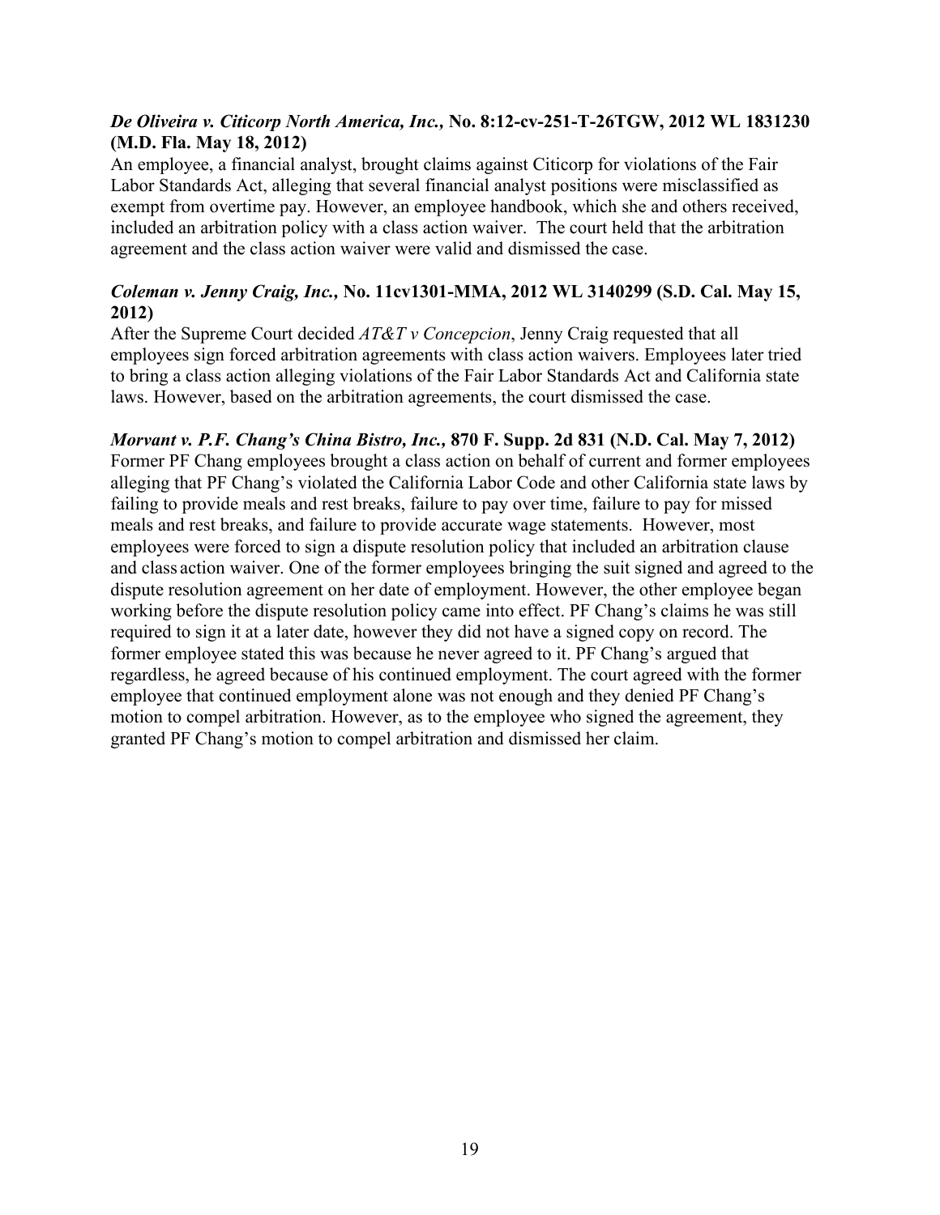***De Oliveira v. Citicorp North America, Inc.,* No. 8:12-cv-251-T-26TGW, 2012 WL 1831230 (M.D. Fla. May 18, 2012)**

An employee, a financial analyst, brought claims against Citicorp for violations of the Fair Labor Standards Act, alleging that several financial analyst positions were misclassified as exempt from overtime pay. However, an employee handbook, which she and others received, included an arbitration policy with a class action waiver. The court held that the arbitration agreement and the class action waiver were valid and dismissed the case.

***Coleman v. Jenny Craig, Inc.,* No. 11cv1301-MMA, 2012 WL 3140299 (S.D. Cal. May 15, 2012)**

After the Supreme Court decided *AT&T v Concepcion*, Jenny Craig requested that all employees sign forced arbitration agreements with class action waivers. Employees later tried to bring a class action alleging violations of the Fair Labor Standards Act and California state laws. However, based on the arbitration agreements, the court dismissed the case.

***Morvant v. P.F. Chang's China Bistro, Inc.,* 870 F. Supp. 2d 831 (N.D. Cal. May 7, 2012)**

Former PF Chang employees brought a class action on behalf of current and former employees alleging that PF Chang's violated the California Labor Code and other California state laws by failing to provide meals and rest breaks, failure to pay over time, failure to pay for missed meals and rest breaks, and failure to provide accurate wage statements. However, most employees were forced to sign a dispute resolution policy that included an arbitration clause and class action waiver. One of the former employees bringing the suit signed and agreed to the dispute resolution agreement on her date of employment. However, the other employee began working before the dispute resolution policy came into effect. PF Chang's claims he was still required to sign it at a later date, however they did not have a signed copy on record. The former employee stated this was because he never agreed to it. PF Chang's argued that regardless, he agreed because of his continued employment. The court agreed with the former employee that continued employment alone was not enough and they denied PF Chang's motion to compel arbitration. However, as to the employee who signed the agreement, they granted PF Chang's motion to compel arbitration and dismissed her claim.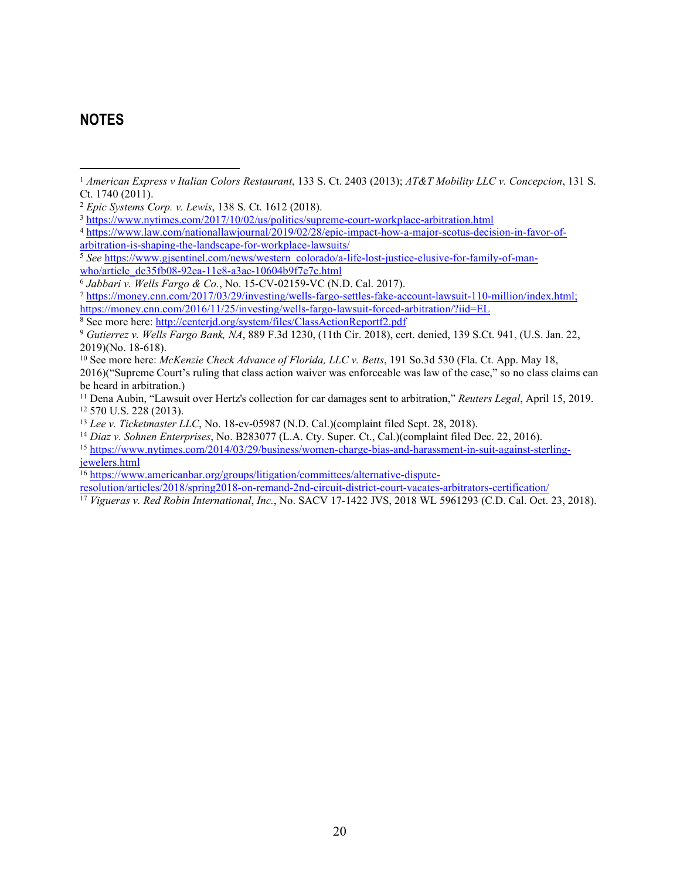## NOTES

[1] *American Express v Italian Colors Restaurant*, 133 S. Ct. 2403 (2013); *AT&T Mobility LLC v. Concepcion*, 131 S. Ct. 1740 (2011).

[2] *Epic Systems Corp. v. Lewis*, 138 S. Ct. 1612 (2018).

[3] https://www.nytimes.com/2017/10/02/us/politics/supreme-court-workplace-arbitration.html

[4] https://www.law.com/nationallawjournal/2019/02/28/epic-impact-how-a-major-scotus-decision-in-favor-of-arbitration-is-shaping-the-landscape-for-workplace-lawsuits/

[5] *See* https://www.gjsentinel.com/news/western_colorado/a-life-lost-justice-elusive-for-family-of-man-who/article_dc35fb08-92ea-11e8-a3ac-10604b9f7e7c.html

[6] *Jabbari v. Wells Fargo & Co.*, No. 15-CV-02159-VC (N.D. Cal. 2017).

[7] https://money.cnn.com/2017/03/29/investing/wells-fargo-settles-fake-account-lawsuit-110-million/index.html; https://money.cnn.com/2016/11/25/investing/wells-fargo-lawsuit-forced-arbitration/?iid=EL

[8] See more here: http://centerjd.org/system/files/ClassActionReportf2.pdf

[9] *Gutierrez v. Wells Fargo Bank, NA*, 889 F.3d 1230, (11th Cir. 2018), cert. denied, 139 S.Ct. 941, (U.S. Jan. 22, 2019)(No. 18-618).

[10] See more here: *McKenzie Check Advance of Florida, LLC v. Betts*, 191 So.3d 530 (Fla. Ct. App. May 18, 2016)("Supreme Court's ruling that class action waiver was enforceable was law of the case," so no class claims can be heard in arbitration.)

[11] Dena Aubin, "Lawsuit over Hertz's collection for car damages sent to arbitration," *Reuters Legal*, April 15, 2019.

[12] 570 U.S. 228 (2013).

[13] *Lee v. Ticketmaster LLC*, No. 18-cv-05987 (N.D. Cal.)(complaint filed Sept. 28, 2018).

[14] *Diaz v. Sohnen Enterprises*, No. B283077 (L.A. Cty. Super. Ct., Cal.)(complaint filed Dec. 22, 2016).

[15] https://www.nytimes.com/2014/03/29/business/women-charge-bias-and-harassment-in-suit-against-sterling-jewelers.html

[16] https://www.americanbar.org/groups/litigation/committees/alternative-dispute-resolution/articles/2018/spring2018-on-remand-2nd-circuit-district-court-vacates-arbitrators-certification/

[17] *Vigueras v. Red Robin International*, *Inc.*, No. SACV 17-1422 JVS, 2018 WL 5961293 (C.D. Cal. Oct. 23, 2018).